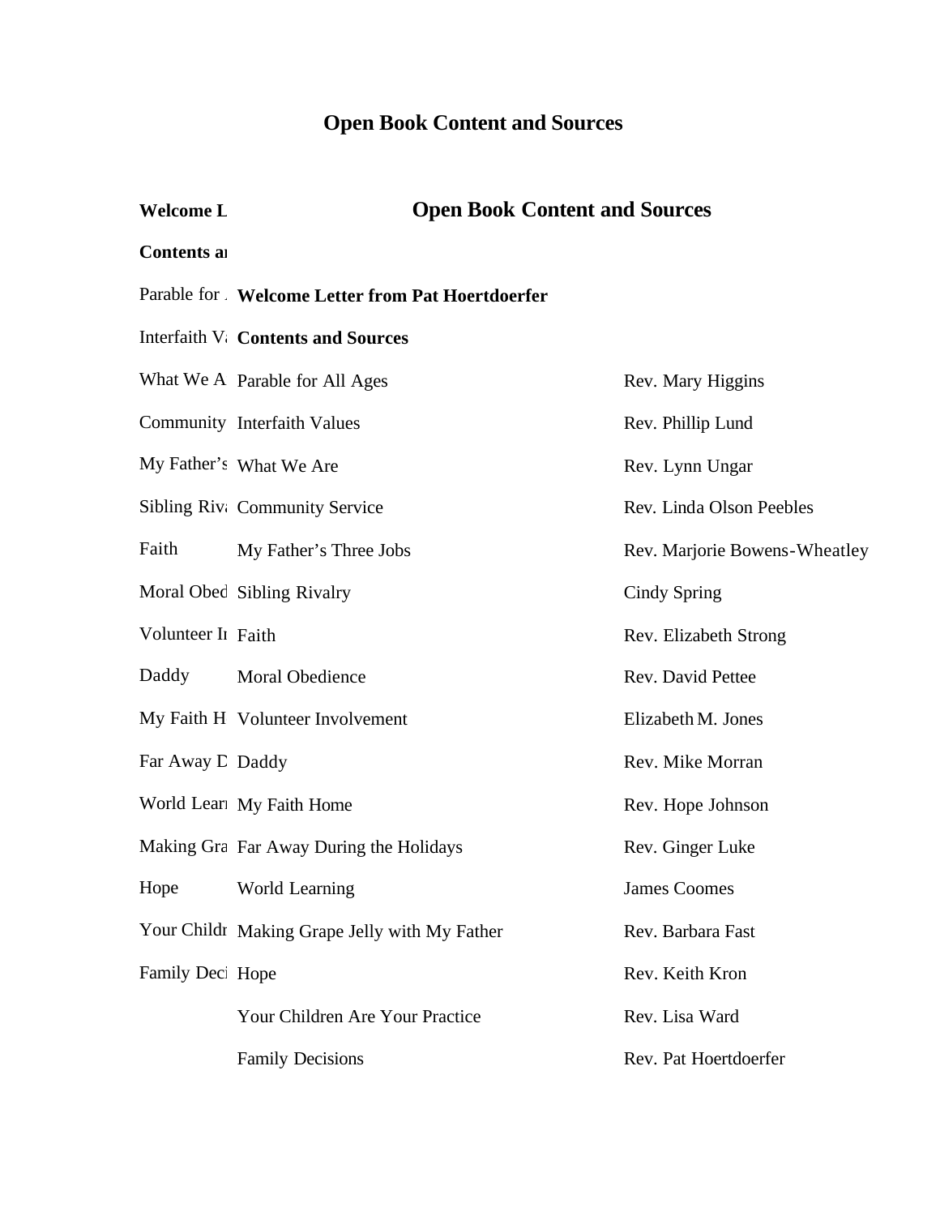# Open Book Content and Sources

**Welcome Letter from Pat Hoertdoerfer**

**Contents and Sources**

| | |
|---|---|
| Parable for All Ages | Rev. Mary Higgins |
| Interfaith Values | Rev. Phillip Lund |
| What We Are | Rev. Lynn Ungar |
| Community Service | Rev. Linda Olson Peebles |
| My Father's Three Jobs | Rev. Marjorie Bowens-Wheatley |
| Sibling Rivalry | Cindy Spring |
| Faith | Rev. Elizabeth Strong |
| Moral Obedience | Rev. David Pettee |
| Volunteer Involvement | Elizabeth M. Jones |
| Daddy | Rev. Mike Morran |
| My Faith Home | Rev. Hope Johnson |
| Far Away During the Holidays | Rev. Ginger Luke |
| World Learning | James Coomes |
| Making Grape Jelly with My Father | Rev. Barbara Fast |
| Hope | Rev. Keith Kron |
| Your Children Are Your Practice | Rev. Lisa Ward |
| Family Decisions | Rev. Pat Hoertdoerfer |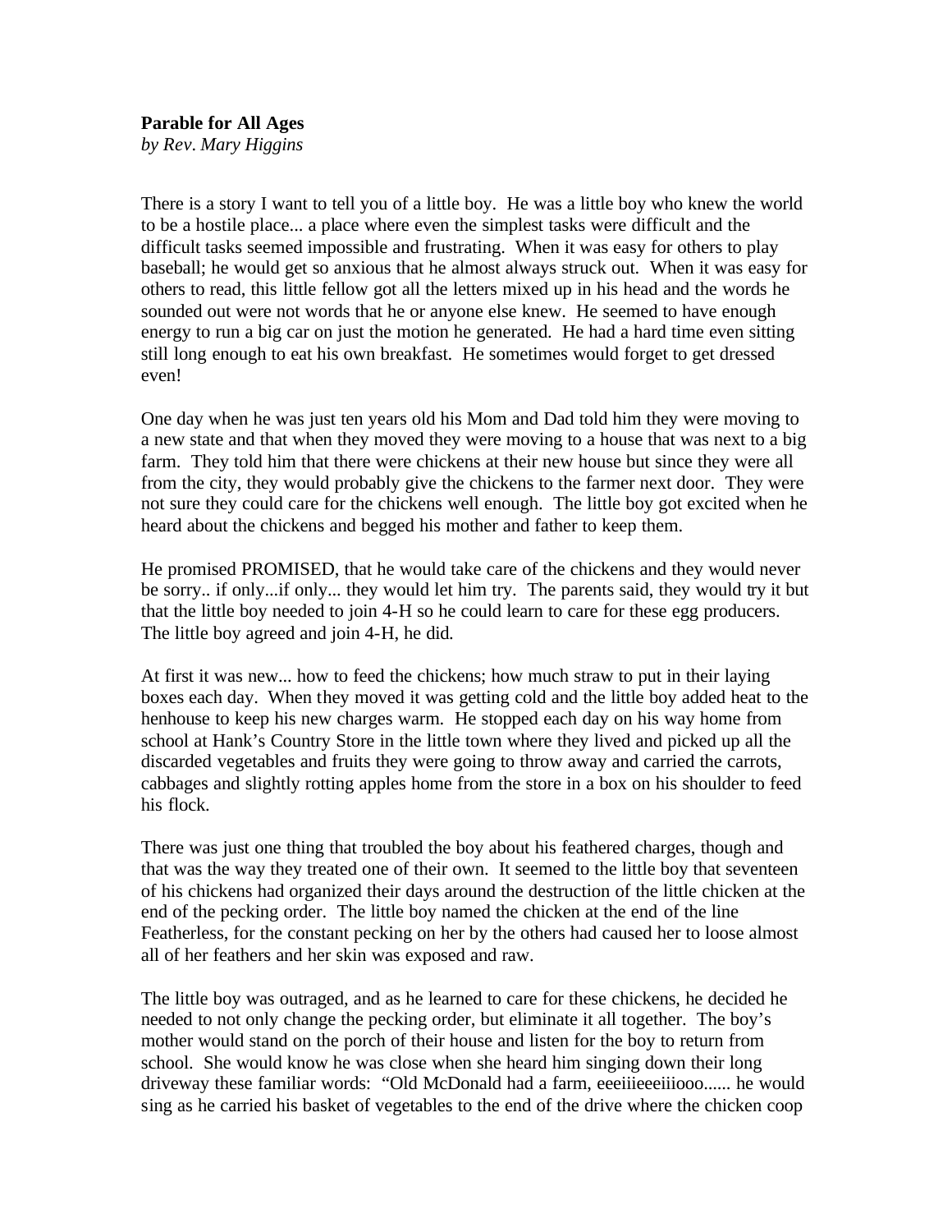**Parable for All Ages**
*by Rev. Mary Higgins*

There is a story I want to tell you of a little boy. He was a little boy who knew the world to be a hostile place... a place where even the simplest tasks were difficult and the difficult tasks seemed impossible and frustrating. When it was easy for others to play baseball; he would get so anxious that he almost always struck out. When it was easy for others to read, this little fellow got all the letters mixed up in his head and the words he sounded out were not words that he or anyone else knew. He seemed to have enough energy to run a big car on just the motion he generated. He had a hard time even sitting still long enough to eat his own breakfast. He sometimes would forget to get dressed even!

One day when he was just ten years old his Mom and Dad told him they were moving to a new state and that when they moved they were moving to a house that was next to a big farm. They told him that there were chickens at their new house but since they were all from the city, they would probably give the chickens to the farmer next door. They were not sure they could care for the chickens well enough. The little boy got excited when he heard about the chickens and begged his mother and father to keep them.

He promised PROMISED, that he would take care of the chickens and they would never be sorry.. if only...if only... they would let him try. The parents said, they would try it but that the little boy needed to join 4-H so he could learn to care for these egg producers. The little boy agreed and join 4-H, he did.

At first it was new... how to feed the chickens; how much straw to put in their laying boxes each day. When they moved it was getting cold and the little boy added heat to the henhouse to keep his new charges warm. He stopped each day on his way home from school at Hank's Country Store in the little town where they lived and picked up all the discarded vegetables and fruits they were going to throw away and carried the carrots, cabbages and slightly rotting apples home from the store in a box on his shoulder to feed his flock.

There was just one thing that troubled the boy about his feathered charges, though and that was the way they treated one of their own. It seemed to the little boy that seventeen of his chickens had organized their days around the destruction of the little chicken at the end of the pecking order. The little boy named the chicken at the end of the line Featherless, for the constant pecking on her by the others had caused her to loose almost all of her feathers and her skin was exposed and raw.

The little boy was outraged, and as he learned to care for these chickens, he decided he needed to not only change the pecking order, but eliminate it all together. The boy's mother would stand on the porch of their house and listen for the boy to return from school. She would know he was close when she heard him singing down their long driveway these familiar words: "Old McDonald had a farm, eeeiiieeeiiiooo...... he would sing as he carried his basket of vegetables to the end of the drive where the chicken coop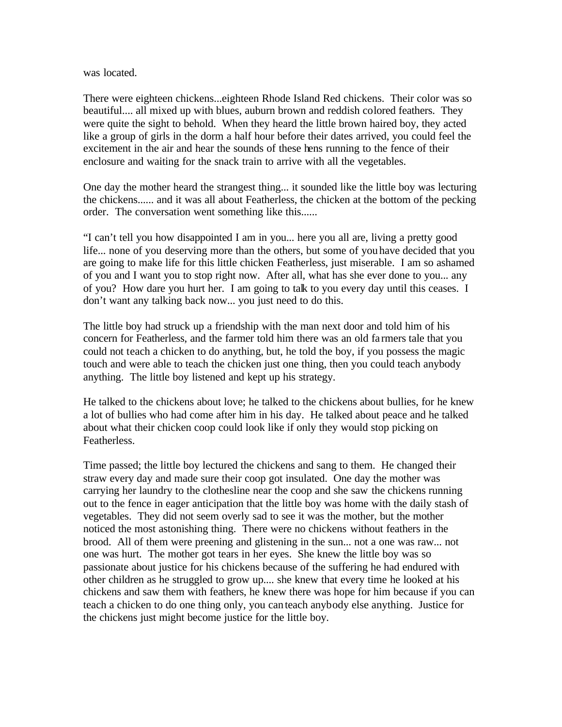was located.

There were eighteen chickens...eighteen Rhode Island Red chickens. Their color was so beautiful.... all mixed up with blues, auburn brown and reddish colored feathers. They were quite the sight to behold. When they heard the little brown haired boy, they acted like a group of girls in the dorm a half hour before their dates arrived, you could feel the excitement in the air and hear the sounds of these hens running to the fence of their enclosure and waiting for the snack train to arrive with all the vegetables.

One day the mother heard the strangest thing... it sounded like the little boy was lecturing the chickens...... and it was all about Featherless, the chicken at the bottom of the pecking order. The conversation went something like this......

"I can't tell you how disappointed I am in you... here you all are, living a pretty good life... none of you deserving more than the others, but some of you have decided that you are going to make life for this little chicken Featherless, just miserable. I am so ashamed of you and I want you to stop right now. After all, what has she ever done to you... any of you? How dare you hurt her. I am going to talk to you every day until this ceases. I don't want any talking back now... you just need to do this.

The little boy had struck up a friendship with the man next door and told him of his concern for Featherless, and the farmer told him there was an old farmers tale that you could not teach a chicken to do anything, but, he told the boy, if you possess the magic touch and were able to teach the chicken just one thing, then you could teach anybody anything. The little boy listened and kept up his strategy.

He talked to the chickens about love; he talked to the chickens about bullies, for he knew a lot of bullies who had come after him in his day. He talked about peace and he talked about what their chicken coop could look like if only they would stop picking on Featherless.

Time passed; the little boy lectured the chickens and sang to them. He changed their straw every day and made sure their coop got insulated. One day the mother was carrying her laundry to the clothesline near the coop and she saw the chickens running out to the fence in eager anticipation that the little boy was home with the daily stash of vegetables. They did not seem overly sad to see it was the mother, but the mother noticed the most astonishing thing. There were no chickens without feathers in the brood. All of them were preening and glistening in the sun... not a one was raw... not one was hurt. The mother got tears in her eyes. She knew the little boy was so passionate about justice for his chickens because of the suffering he had endured with other children as he struggled to grow up.... she knew that every time he looked at his chickens and saw them with feathers, he knew there was hope for him because if you can teach a chicken to do one thing only, you can teach anybody else anything. Justice for the chickens just might become justice for the little boy.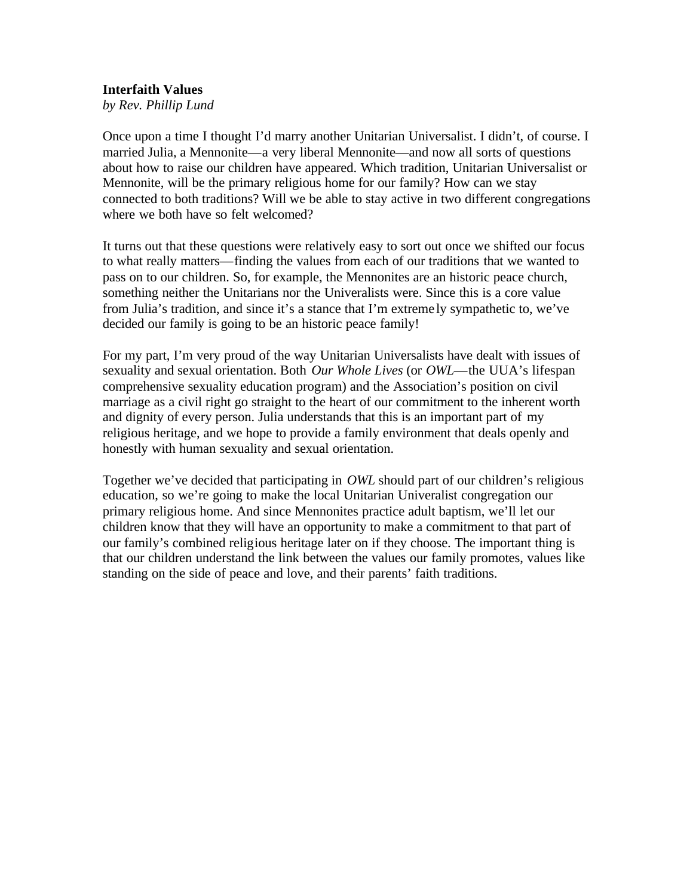**Interfaith Values**
*by Rev. Phillip Lund*

Once upon a time I thought I'd marry another Unitarian Universalist. I didn't, of course. I married Julia, a Mennonite—a very liberal Mennonite—and now all sorts of questions about how to raise our children have appeared. Which tradition, Unitarian Universalist or Mennonite, will be the primary religious home for our family? How can we stay connected to both traditions? Will we be able to stay active in two different congregations where we both have so felt welcomed?

It turns out that these questions were relatively easy to sort out once we shifted our focus to what really matters—finding the values from each of our traditions that we wanted to pass on to our children. So, for example, the Mennonites are an historic peace church, something neither the Unitarians nor the Univeralists were. Since this is a core value from Julia's tradition, and since it's a stance that I'm extremely sympathetic to, we've decided our family is going to be an historic peace family!

For my part, I'm very proud of the way Unitarian Universalists have dealt with issues of sexuality and sexual orientation. Both *Our Whole Lives* (or *OWL*—the UUA's lifespan comprehensive sexuality education program) and the Association's position on civil marriage as a civil right go straight to the heart of our commitment to the inherent worth and dignity of every person. Julia understands that this is an important part of my religious heritage, and we hope to provide a family environment that deals openly and honestly with human sexuality and sexual orientation.

Together we've decided that participating in *OWL* should part of our children's religious education, so we're going to make the local Unitarian Univeralist congregation our primary religious home. And since Mennonites practice adult baptism, we'll let our children know that they will have an opportunity to make a commitment to that part of our family's combined religious heritage later on if they choose. The important thing is that our children understand the link between the values our family promotes, values like standing on the side of peace and love, and their parents' faith traditions.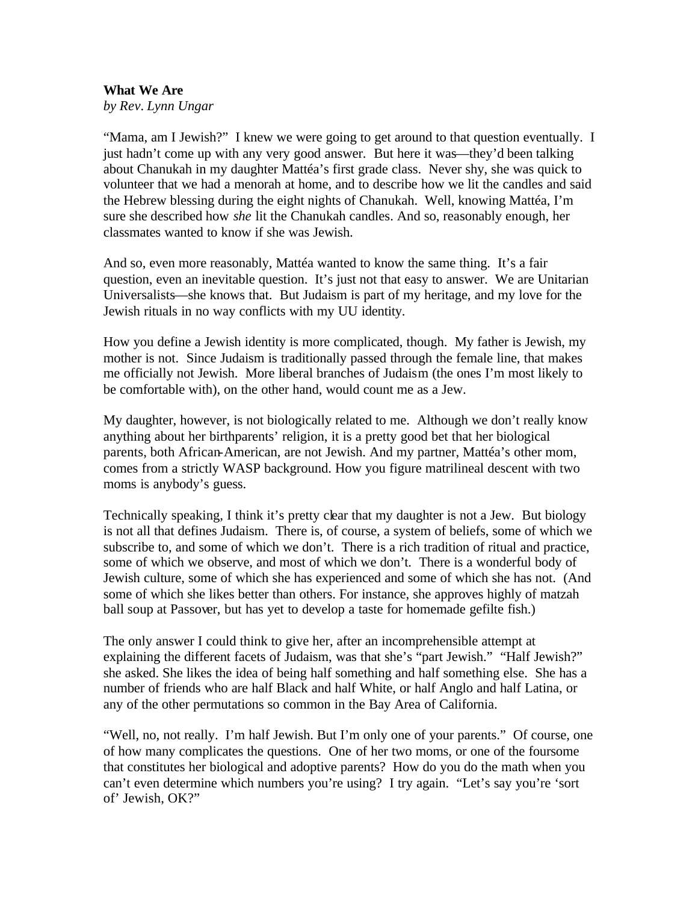**What We Are**

*by Rev. Lynn Ungar*

"Mama, am I Jewish?" I knew we were going to get around to that question eventually. I just hadn't come up with any very good answer. But here it was—they'd been talking about Chanukah in my daughter Mattéa's first grade class. Never shy, she was quick to volunteer that we had a menorah at home, and to describe how we lit the candles and said the Hebrew blessing during the eight nights of Chanukah. Well, knowing Mattéa, I'm sure she described how *she* lit the Chanukah candles. And so, reasonably enough, her classmates wanted to know if she was Jewish.

And so, even more reasonably, Mattéa wanted to know the same thing. It's a fair question, even an inevitable question. It's just not that easy to answer. We are Unitarian Universalists—she knows that. But Judaism is part of my heritage, and my love for the Jewish rituals in no way conflicts with my UU identity.

How you define a Jewish identity is more complicated, though. My father is Jewish, my mother is not. Since Judaism is traditionally passed through the female line, that makes me officially not Jewish. More liberal branches of Judaism (the ones I'm most likely to be comfortable with), on the other hand, would count me as a Jew.

My daughter, however, is not biologically related to me. Although we don't really know anything about her birthparents' religion, it is a pretty good bet that her biological parents, both African-American, are not Jewish. And my partner, Mattéa's other mom, comes from a strictly WASP background. How you figure matrilineal descent with two moms is anybody's guess.

Technically speaking, I think it's pretty clear that my daughter is not a Jew. But biology is not all that defines Judaism. There is, of course, a system of beliefs, some of which we subscribe to, and some of which we don't. There is a rich tradition of ritual and practice, some of which we observe, and most of which we don't. There is a wonderful body of Jewish culture, some of which she has experienced and some of which she has not. (And some of which she likes better than others. For instance, she approves highly of matzah ball soup at Passover, but has yet to develop a taste for homemade gefilte fish.)

The only answer I could think to give her, after an incomprehensible attempt at explaining the different facets of Judaism, was that she's "part Jewish." "Half Jewish?" she asked. She likes the idea of being half something and half something else. She has a number of friends who are half Black and half White, or half Anglo and half Latina, or any of the other permutations so common in the Bay Area of California.

"Well, no, not really. I'm half Jewish. But I'm only one of your parents." Of course, one of how many complicates the questions. One of her two moms, or one of the foursome that constitutes her biological and adoptive parents? How do you do the math when you can't even determine which numbers you're using? I try again. "Let's say you're 'sort of' Jewish, OK?"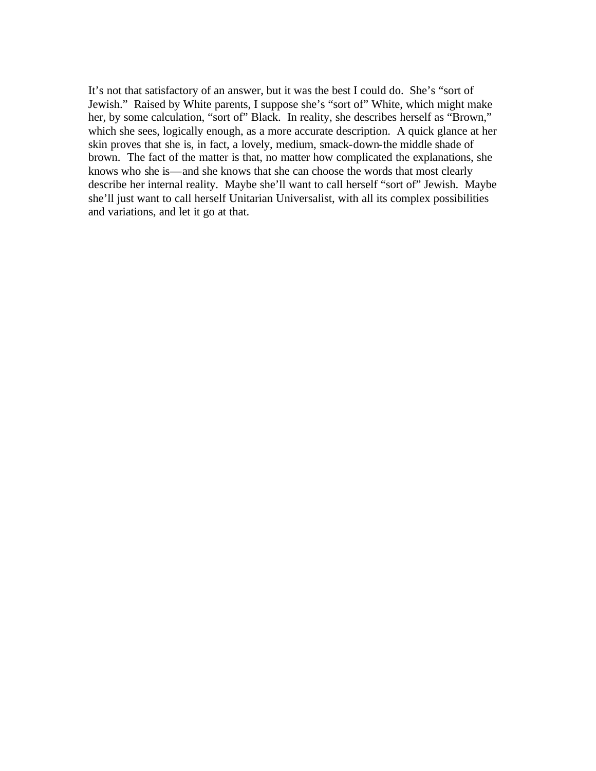It's not that satisfactory of an answer, but it was the best I could do. She's "sort of Jewish." Raised by White parents, I suppose she's "sort of" White, which might make her, by some calculation, "sort of" Black. In reality, she describes herself as "Brown," which she sees, logically enough, as a more accurate description. A quick glance at her skin proves that she is, in fact, a lovely, medium, smack-down-the middle shade of brown. The fact of the matter is that, no matter how complicated the explanations, she knows who she is—and she knows that she can choose the words that most clearly describe her internal reality. Maybe she'll want to call herself "sort of" Jewish. Maybe she'll just want to call herself Unitarian Universalist, with all its complex possibilities and variations, and let it go at that.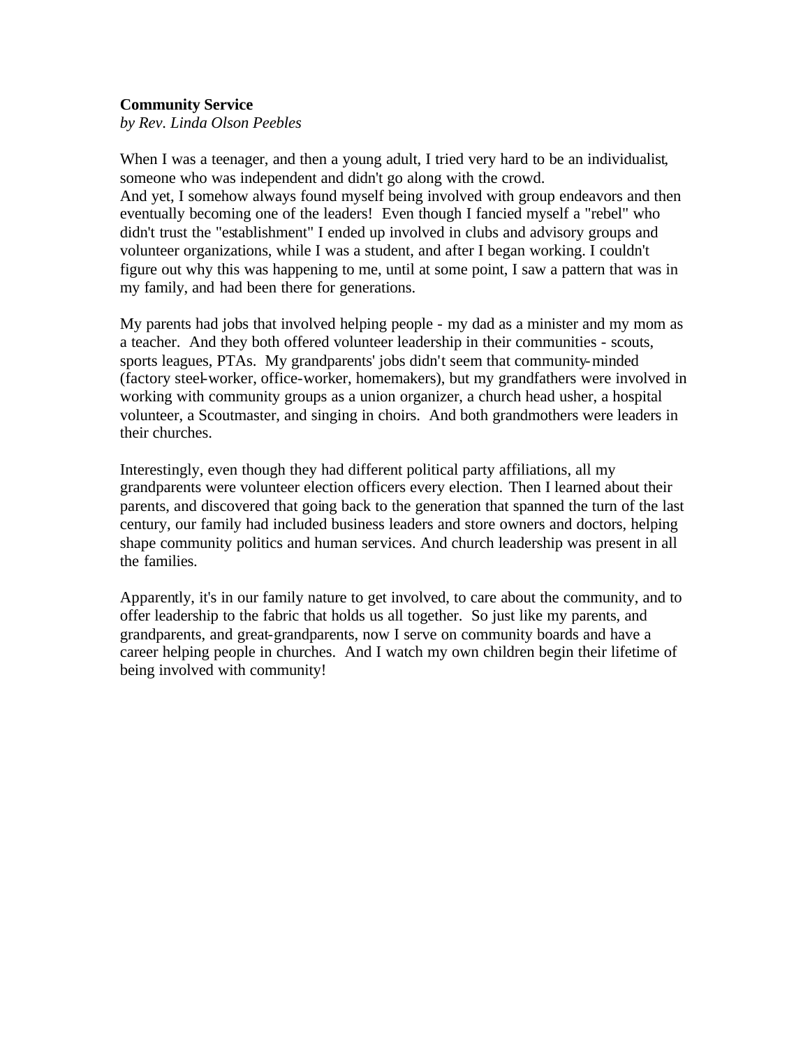**Community Service**
*by Rev. Linda Olson Peebles*

When I was a teenager, and then a young adult, I tried very hard to be an individualist, someone who was independent and didn't go along with the crowd.
And yet, I somehow always found myself being involved with group endeavors and then eventually becoming one of the leaders! Even though I fancied myself a "rebel" who didn't trust the "establishment" I ended up involved in clubs and advisory groups and volunteer organizations, while I was a student, and after I began working. I couldn't figure out why this was happening to me, until at some point, I saw a pattern that was in my family, and had been there for generations.

My parents had jobs that involved helping people - my dad as a minister and my mom as a teacher. And they both offered volunteer leadership in their communities - scouts, sports leagues, PTAs. My grandparents' jobs didn't seem that community-minded (factory steel-worker, office-worker, homemakers), but my grandfathers were involved in working with community groups as a union organizer, a church head usher, a hospital volunteer, a Scoutmaster, and singing in choirs. And both grandmothers were leaders in their churches.

Interestingly, even though they had different political party affiliations, all my grandparents were volunteer election officers every election. Then I learned about their parents, and discovered that going back to the generation that spanned the turn of the last century, our family had included business leaders and store owners and doctors, helping shape community politics and human services. And church leadership was present in all the families.

Apparently, it's in our family nature to get involved, to care about the community, and to offer leadership to the fabric that holds us all together. So just like my parents, and grandparents, and great-grandparents, now I serve on community boards and have a career helping people in churches. And I watch my own children begin their lifetime of being involved with community!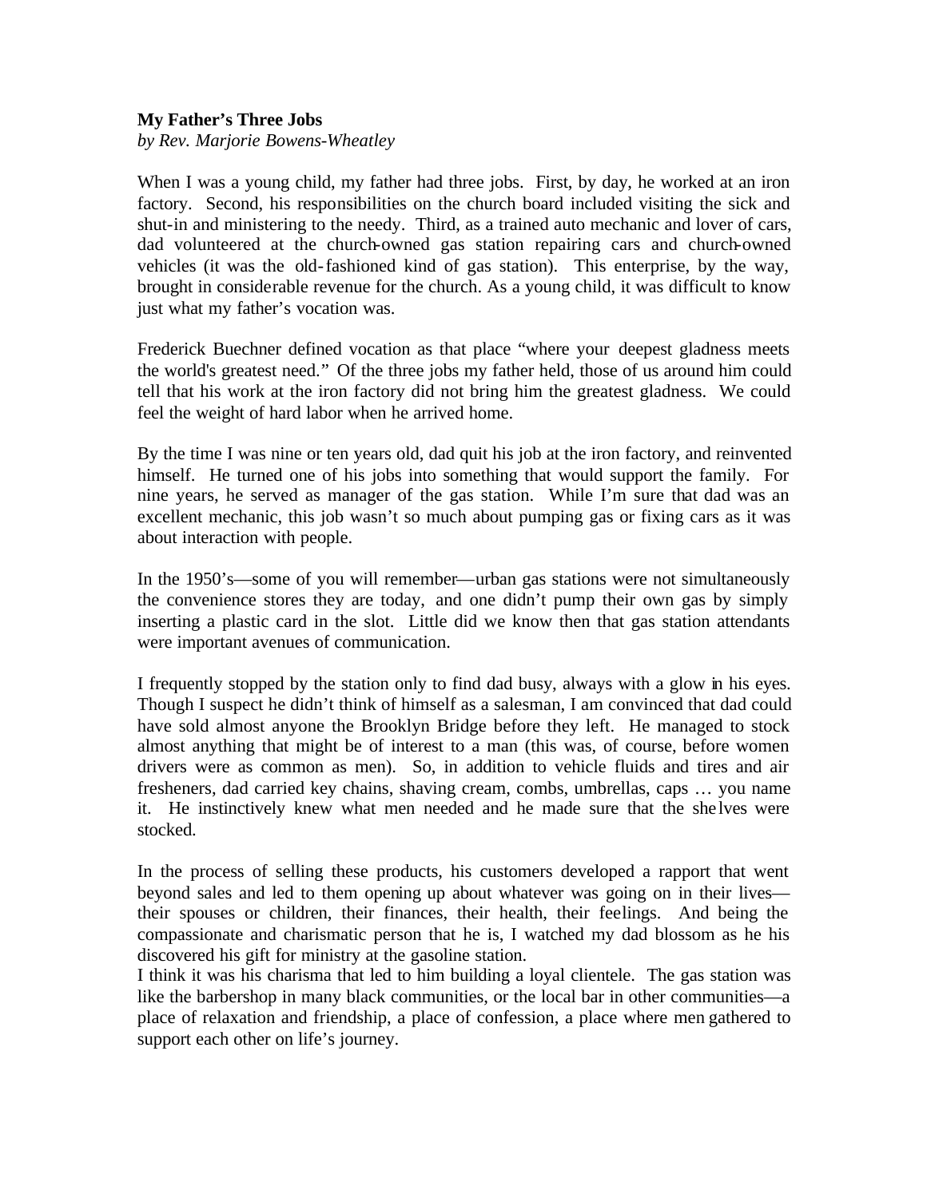**My Father's Three Jobs**

*by Rev. Marjorie Bowens-Wheatley*

When I was a young child, my father had three jobs. First, by day, he worked at an iron factory. Second, his responsibilities on the church board included visiting the sick and shut-in and ministering to the needy. Third, as a trained auto mechanic and lover of cars, dad volunteered at the church-owned gas station repairing cars and church-owned vehicles (it was the old-fashioned kind of gas station). This enterprise, by the way, brought in considerable revenue for the church. As a young child, it was difficult to know just what my father's vocation was.

Frederick Buechner defined vocation as that place "where your deepest gladness meets the world's greatest need." Of the three jobs my father held, those of us around him could tell that his work at the iron factory did not bring him the greatest gladness. We could feel the weight of hard labor when he arrived home.

By the time I was nine or ten years old, dad quit his job at the iron factory, and reinvented himself. He turned one of his jobs into something that would support the family. For nine years, he served as manager of the gas station. While I'm sure that dad was an excellent mechanic, this job wasn't so much about pumping gas or fixing cars as it was about interaction with people.

In the 1950's—some of you will remember—urban gas stations were not simultaneously the convenience stores they are today, and one didn't pump their own gas by simply inserting a plastic card in the slot. Little did we know then that gas station attendants were important avenues of communication.

I frequently stopped by the station only to find dad busy, always with a glow in his eyes. Though I suspect he didn't think of himself as a salesman, I am convinced that dad could have sold almost anyone the Brooklyn Bridge before they left. He managed to stock almost anything that might be of interest to a man (this was, of course, before women drivers were as common as men). So, in addition to vehicle fluids and tires and air fresheners, dad carried key chains, shaving cream, combs, umbrellas, caps … you name it. He instinctively knew what men needed and he made sure that the shelves were stocked.

In the process of selling these products, his customers developed a rapport that went beyond sales and led to them opening up about whatever was going on in their lives—their spouses or children, their finances, their health, their feelings. And being the compassionate and charismatic person that he is, I watched my dad blossom as he his discovered his gift for ministry at the gasoline station.

I think it was his charisma that led to him building a loyal clientele. The gas station was like the barbershop in many black communities, or the local bar in other communities—a place of relaxation and friendship, a place of confession, a place where men gathered to support each other on life's journey.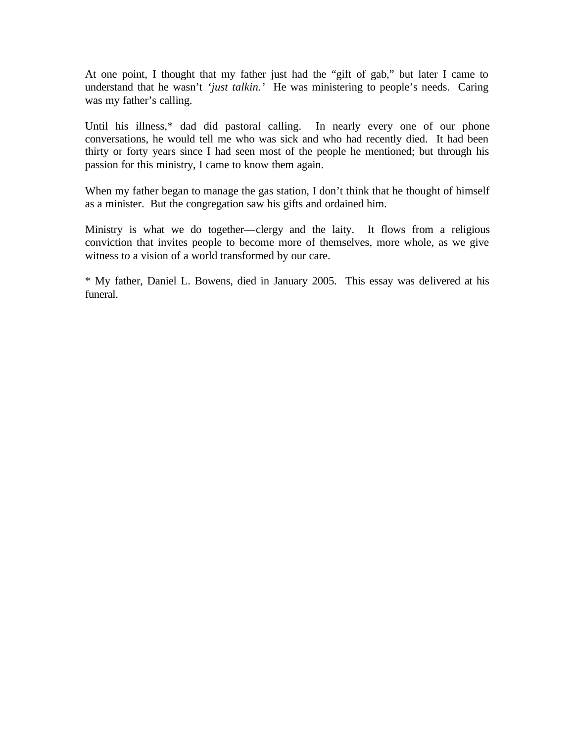At one point, I thought that my father just had the "gift of gab," but later I came to understand that he wasn't *'just talkin.'* He was ministering to people's needs. Caring was my father's calling.

Until his illness,* dad did pastoral calling. In nearly every one of our phone conversations, he would tell me who was sick and who had recently died. It had been thirty or forty years since I had seen most of the people he mentioned; but through his passion for this ministry, I came to know them again.

When my father began to manage the gas station, I don't think that he thought of himself as a minister. But the congregation saw his gifts and ordained him.

Ministry is what we do together—clergy and the laity. It flows from a religious conviction that invites people to become more of themselves, more whole, as we give witness to a vision of a world transformed by our care.

* My father, Daniel L. Bowens, died in January 2005. This essay was delivered at his funeral.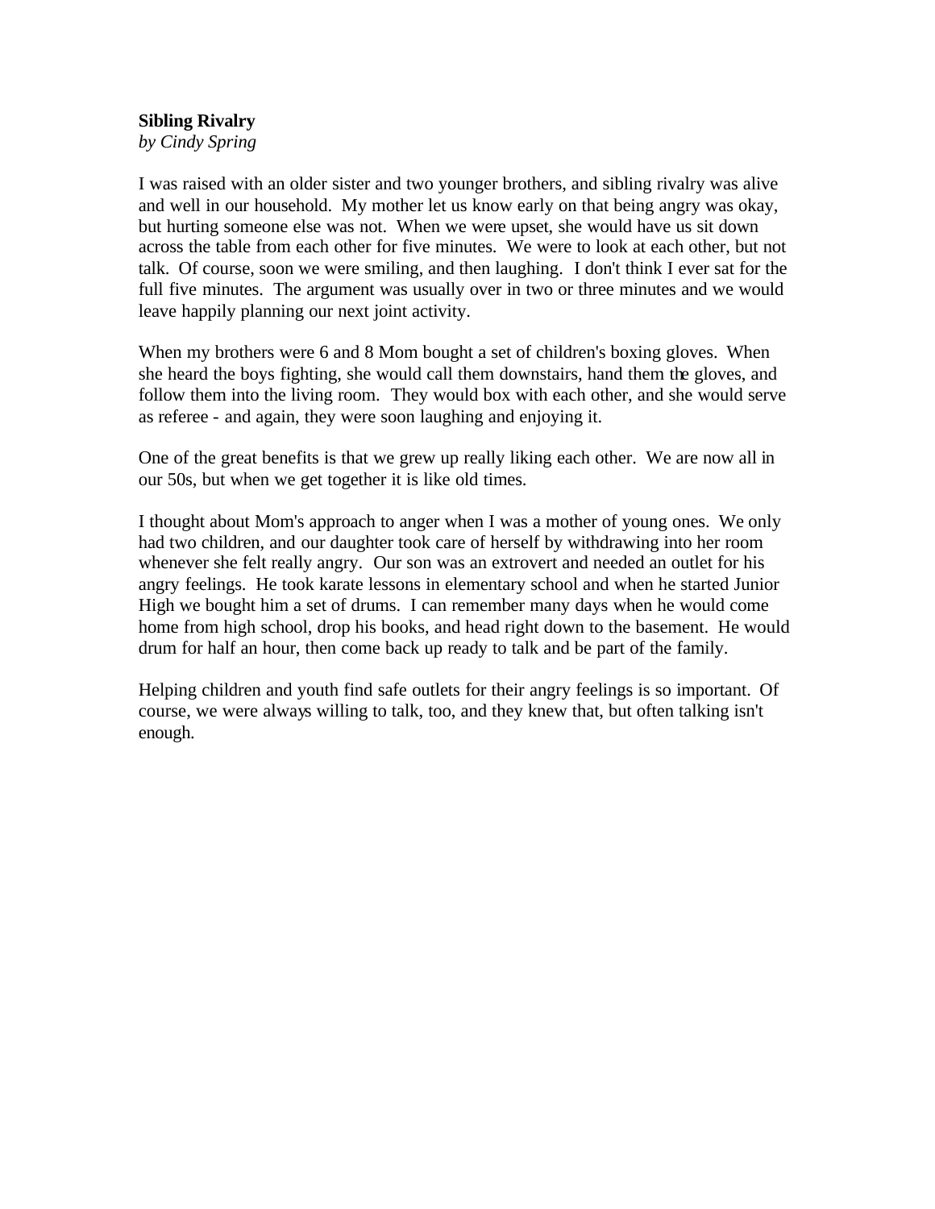**Sibling Rivalry**
*by Cindy Spring*

I was raised with an older sister and two younger brothers, and sibling rivalry was alive and well in our household. My mother let us know early on that being angry was okay, but hurting someone else was not. When we were upset, she would have us sit down across the table from each other for five minutes. We were to look at each other, but not talk. Of course, soon we were smiling, and then laughing. I don't think I ever sat for the full five minutes. The argument was usually over in two or three minutes and we would leave happily planning our next joint activity.

When my brothers were 6 and 8 Mom bought a set of children's boxing gloves. When she heard the boys fighting, she would call them downstairs, hand them the gloves, and follow them into the living room. They would box with each other, and she would serve as referee - and again, they were soon laughing and enjoying it.

One of the great benefits is that we grew up really liking each other. We are now all in our 50s, but when we get together it is like old times.

I thought about Mom's approach to anger when I was a mother of young ones. We only had two children, and our daughter took care of herself by withdrawing into her room whenever she felt really angry. Our son was an extrovert and needed an outlet for his angry feelings. He took karate lessons in elementary school and when he started Junior High we bought him a set of drums. I can remember many days when he would come home from high school, drop his books, and head right down to the basement. He would drum for half an hour, then come back up ready to talk and be part of the family.

Helping children and youth find safe outlets for their angry feelings is so important. Of course, we were always willing to talk, too, and they knew that, but often talking isn't enough.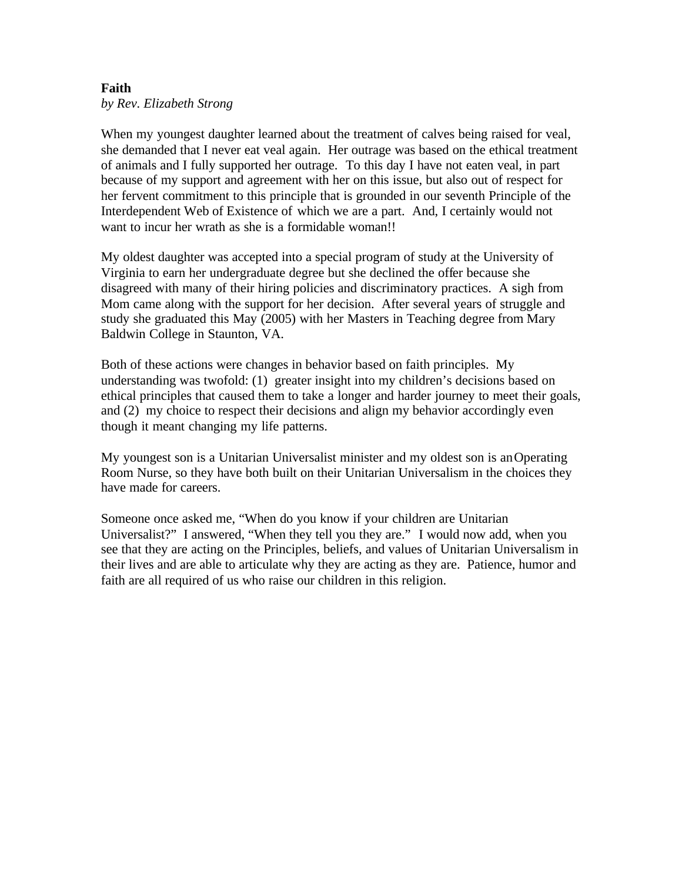**Faith**
*by Rev. Elizabeth Strong*

When my youngest daughter learned about the treatment of calves being raised for veal, she demanded that I never eat veal again. Her outrage was based on the ethical treatment of animals and I fully supported her outrage. To this day I have not eaten veal, in part because of my support and agreement with her on this issue, but also out of respect for her fervent commitment to this principle that is grounded in our seventh Principle of the Interdependent Web of Existence of which we are a part. And, I certainly would not want to incur her wrath as she is a formidable woman!!

My oldest daughter was accepted into a special program of study at the University of Virginia to earn her undergraduate degree but she declined the offer because she disagreed with many of their hiring policies and discriminatory practices. A sigh from Mom came along with the support for her decision. After several years of struggle and study she graduated this May (2005) with her Masters in Teaching degree from Mary Baldwin College in Staunton, VA.

Both of these actions were changes in behavior based on faith principles. My understanding was twofold: (1) greater insight into my children's decisions based on ethical principles that caused them to take a longer and harder journey to meet their goals, and (2) my choice to respect their decisions and align my behavior accordingly even though it meant changing my life patterns.

My youngest son is a Unitarian Universalist minister and my oldest son is an Operating Room Nurse, so they have both built on their Unitarian Universalism in the choices they have made for careers.

Someone once asked me, "When do you know if your children are Unitarian Universalist?" I answered, "When they tell you they are." I would now add, when you see that they are acting on the Principles, beliefs, and values of Unitarian Universalism in their lives and are able to articulate why they are acting as they are. Patience, humor and faith are all required of us who raise our children in this religion.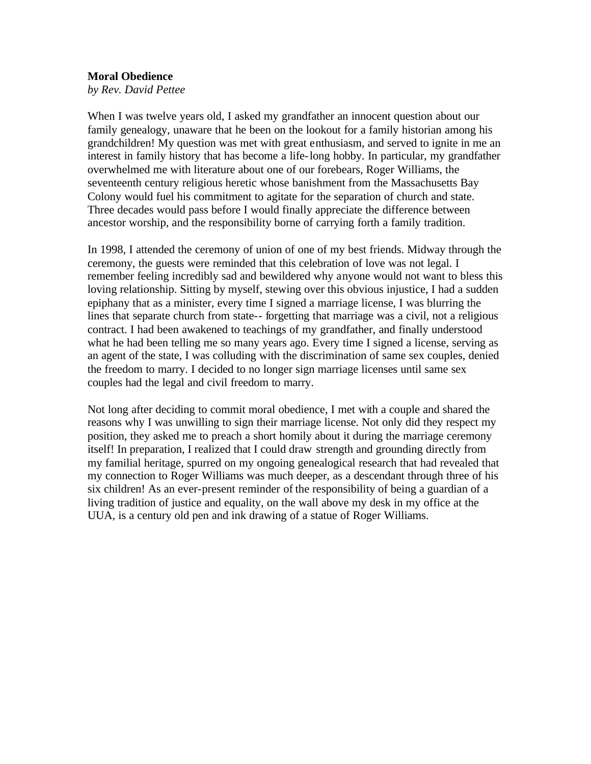**Moral Obedience**
*by Rev. David Pettee*

When I was twelve years old, I asked my grandfather an innocent question about our family genealogy, unaware that he been on the lookout for a family historian among his grandchildren! My question was met with great enthusiasm, and served to ignite in me an interest in family history that has become a life-long hobby. In particular, my grandfather overwhelmed me with literature about one of our forebears, Roger Williams, the seventeenth century religious heretic whose banishment from the Massachusetts Bay Colony would fuel his commitment to agitate for the separation of church and state. Three decades would pass before I would finally appreciate the difference between ancestor worship, and the responsibility borne of carrying forth a family tradition.

In 1998, I attended the ceremony of union of one of my best friends. Midway through the ceremony, the guests were reminded that this celebration of love was not legal. I remember feeling incredibly sad and bewildered why anyone would not want to bless this loving relationship. Sitting by myself, stewing over this obvious injustice, I had a sudden epiphany that as a minister, every time I signed a marriage license, I was blurring the lines that separate church from state-- forgetting that marriage was a civil, not a religious contract. I had been awakened to teachings of my grandfather, and finally understood what he had been telling me so many years ago. Every time I signed a license, serving as an agent of the state, I was colluding with the discrimination of same sex couples, denied the freedom to marry. I decided to no longer sign marriage licenses until same sex couples had the legal and civil freedom to marry.

Not long after deciding to commit moral obedience, I met with a couple and shared the reasons why I was unwilling to sign their marriage license. Not only did they respect my position, they asked me to preach a short homily about it during the marriage ceremony itself! In preparation, I realized that I could draw strength and grounding directly from my familial heritage, spurred on my ongoing genealogical research that had revealed that my connection to Roger Williams was much deeper, as a descendant through three of his six children! As an ever-present reminder of the responsibility of being a guardian of a living tradition of justice and equality, on the wall above my desk in my office at the UUA, is a century old pen and ink drawing of a statue of Roger Williams.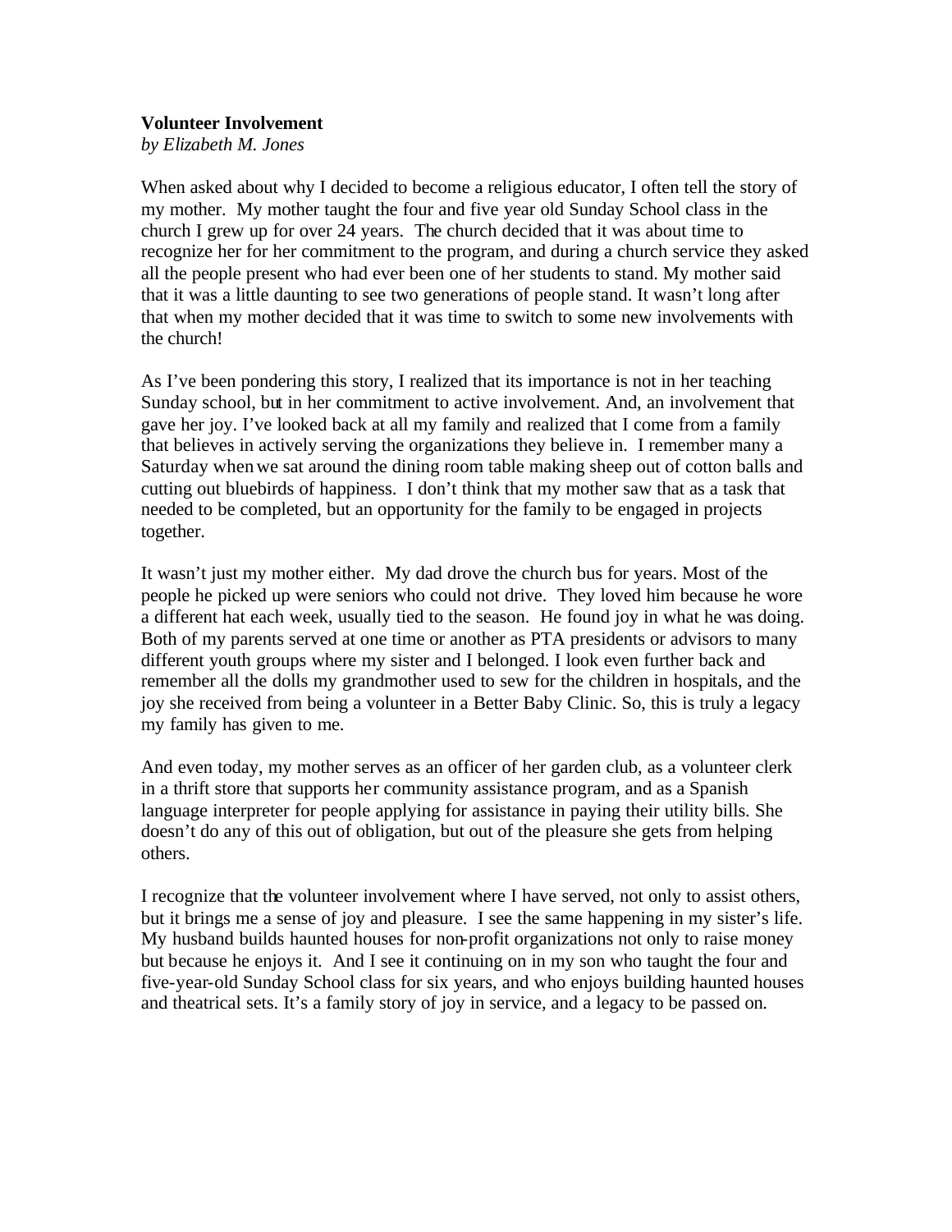**Volunteer Involvement**
*by Elizabeth M. Jones*

When asked about why I decided to become a religious educator, I often tell the story of my mother. My mother taught the four and five year old Sunday School class in the church I grew up for over 24 years. The church decided that it was about time to recognize her for her commitment to the program, and during a church service they asked all the people present who had ever been one of her students to stand. My mother said that it was a little daunting to see two generations of people stand. It wasn't long after that when my mother decided that it was time to switch to some new involvements with the church!

As I've been pondering this story, I realized that its importance is not in her teaching Sunday school, but in her commitment to active involvement. And, an involvement that gave her joy. I've looked back at all my family and realized that I come from a family that believes in actively serving the organizations they believe in. I remember many a Saturday when we sat around the dining room table making sheep out of cotton balls and cutting out bluebirds of happiness. I don't think that my mother saw that as a task that needed to be completed, but an opportunity for the family to be engaged in projects together.

It wasn't just my mother either. My dad drove the church bus for years. Most of the people he picked up were seniors who could not drive. They loved him because he wore a different hat each week, usually tied to the season. He found joy in what he was doing. Both of my parents served at one time or another as PTA presidents or advisors to many different youth groups where my sister and I belonged. I look even further back and remember all the dolls my grandmother used to sew for the children in hospitals, and the joy she received from being a volunteer in a Better Baby Clinic. So, this is truly a legacy my family has given to me.

And even today, my mother serves as an officer of her garden club, as a volunteer clerk in a thrift store that supports her community assistance program, and as a Spanish language interpreter for people applying for assistance in paying their utility bills. She doesn't do any of this out of obligation, but out of the pleasure she gets from helping others.

I recognize that the volunteer involvement where I have served, not only to assist others, but it brings me a sense of joy and pleasure. I see the same happening in my sister's life. My husband builds haunted houses for non-profit organizations not only to raise money but because he enjoys it. And I see it continuing on in my son who taught the four and five-year-old Sunday School class for six years, and who enjoys building haunted houses and theatrical sets. It's a family story of joy in service, and a legacy to be passed on.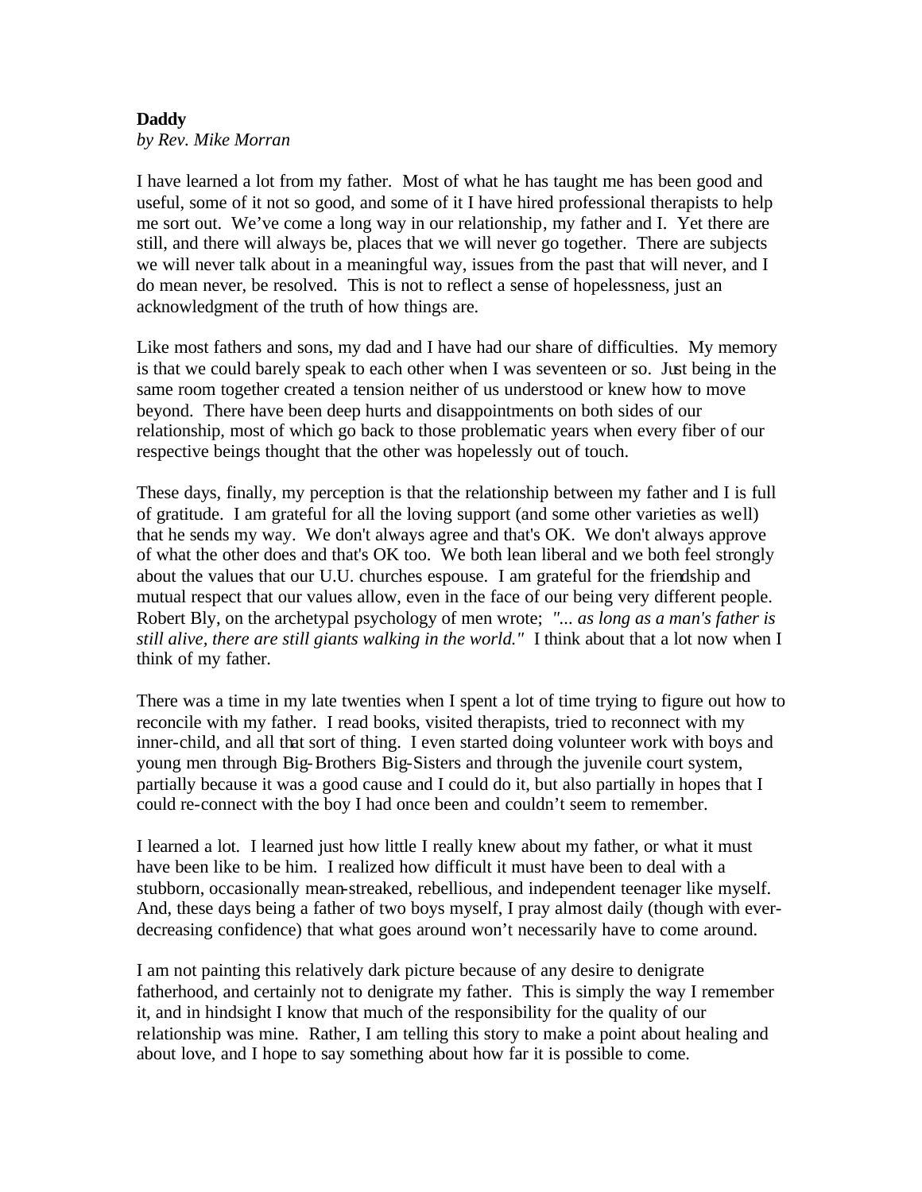**Daddy**

*by Rev. Mike Morran*

I have learned a lot from my father. Most of what he has taught me has been good and useful, some of it not so good, and some of it I have hired professional therapists to help me sort out. We've come a long way in our relationship, my father and I. Yet there are still, and there will always be, places that we will never go together. There are subjects we will never talk about in a meaningful way, issues from the past that will never, and I do mean never, be resolved. This is not to reflect a sense of hopelessness, just an acknowledgment of the truth of how things are.

Like most fathers and sons, my dad and I have had our share of difficulties. My memory is that we could barely speak to each other when I was seventeen or so. Just being in the same room together created a tension neither of us understood or knew how to move beyond. There have been deep hurts and disappointments on both sides of our relationship, most of which go back to those problematic years when every fiber of our respective beings thought that the other was hopelessly out of touch.

These days, finally, my perception is that the relationship between my father and I is full of gratitude. I am grateful for all the loving support (and some other varieties as well) that he sends my way. We don't always agree and that's OK. We don't always approve of what the other does and that's OK too. We both lean liberal and we both feel strongly about the values that our U.U. churches espouse. I am grateful for the friendship and mutual respect that our values allow, even in the face of our being very different people. Robert Bly, on the archetypal psychology of men wrote; *"... as long as a man's father is still alive, there are still giants walking in the world."* I think about that a lot now when I think of my father.

There was a time in my late twenties when I spent a lot of time trying to figure out how to reconcile with my father. I read books, visited therapists, tried to reconnect with my inner-child, and all that sort of thing. I even started doing volunteer work with boys and young men through Big-Brothers Big-Sisters and through the juvenile court system, partially because it was a good cause and I could do it, but also partially in hopes that I could re-connect with the boy I had once been and couldn't seem to remember.

I learned a lot. I learned just how little I really knew about my father, or what it must have been like to be him. I realized how difficult it must have been to deal with a stubborn, occasionally mean-streaked, rebellious, and independent teenager like myself. And, these days being a father of two boys myself, I pray almost daily (though with ever-decreasing confidence) that what goes around won't necessarily have to come around.

I am not painting this relatively dark picture because of any desire to denigrate fatherhood, and certainly not to denigrate my father. This is simply the way I remember it, and in hindsight I know that much of the responsibility for the quality of our relationship was mine. Rather, I am telling this story to make a point about healing and about love, and I hope to say something about how far it is possible to come.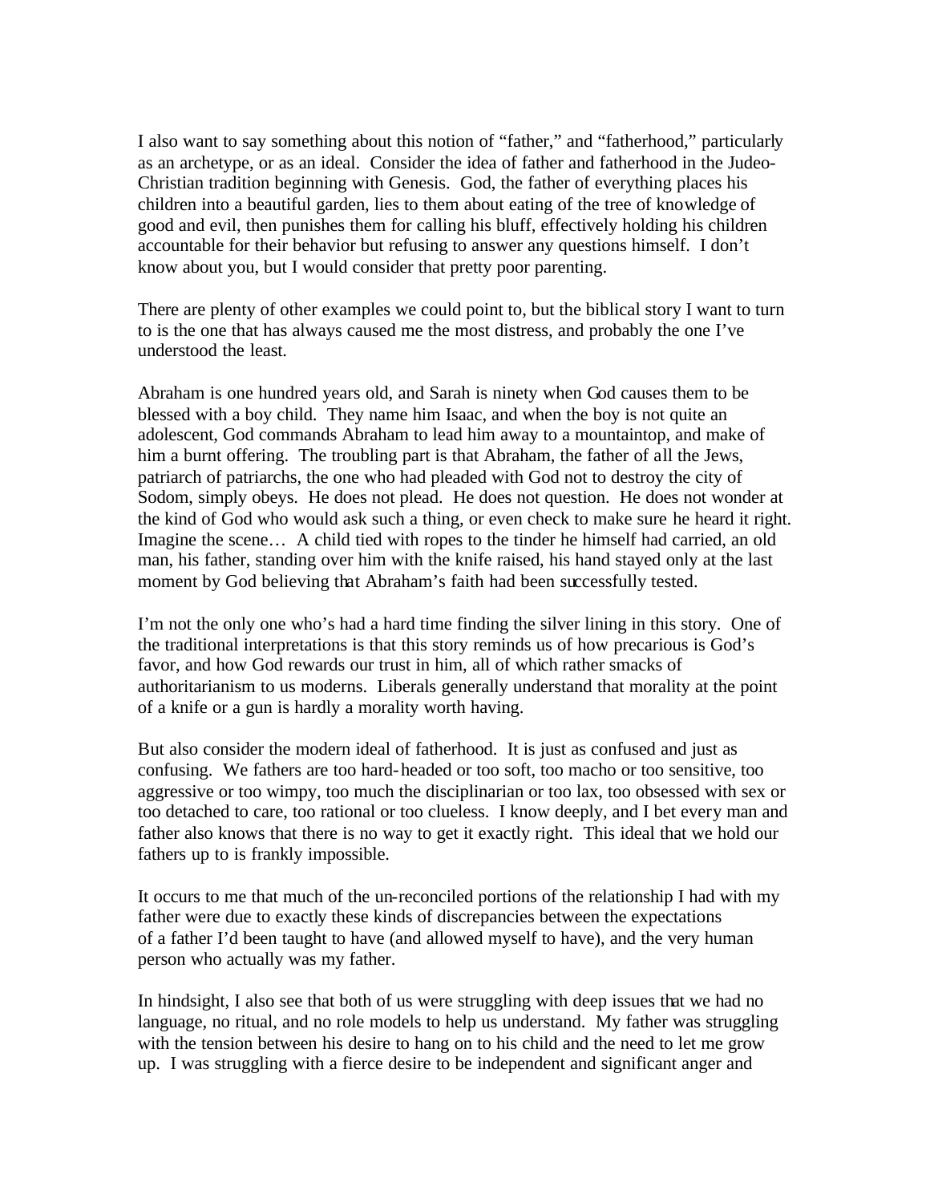I also want to say something about this notion of "father," and "fatherhood," particularly as an archetype, or as an ideal. Consider the idea of father and fatherhood in the Judeo-Christian tradition beginning with Genesis. God, the father of everything places his children into a beautiful garden, lies to them about eating of the tree of knowledge of good and evil, then punishes them for calling his bluff, effectively holding his children accountable for their behavior but refusing to answer any questions himself. I don't know about you, but I would consider that pretty poor parenting.

There are plenty of other examples we could point to, but the biblical story I want to turn to is the one that has always caused me the most distress, and probably the one I've understood the least.

Abraham is one hundred years old, and Sarah is ninety when God causes them to be blessed with a boy child. They name him Isaac, and when the boy is not quite an adolescent, God commands Abraham to lead him away to a mountaintop, and make of him a burnt offering. The troubling part is that Abraham, the father of all the Jews, patriarch of patriarchs, the one who had pleaded with God not to destroy the city of Sodom, simply obeys. He does not plead. He does not question. He does not wonder at the kind of God who would ask such a thing, or even check to make sure he heard it right. Imagine the scene… A child tied with ropes to the tinder he himself had carried, an old man, his father, standing over him with the knife raised, his hand stayed only at the last moment by God believing that Abraham's faith had been successfully tested.

I'm not the only one who's had a hard time finding the silver lining in this story. One of the traditional interpretations is that this story reminds us of how precarious is God's favor, and how God rewards our trust in him, all of which rather smacks of authoritarianism to us moderns. Liberals generally understand that morality at the point of a knife or a gun is hardly a morality worth having.

But also consider the modern ideal of fatherhood. It is just as confused and just as confusing. We fathers are too hard-headed or too soft, too macho or too sensitive, too aggressive or too wimpy, too much the disciplinarian or too lax, too obsessed with sex or too detached to care, too rational or too clueless. I know deeply, and I bet every man and father also knows that there is no way to get it exactly right. This ideal that we hold our fathers up to is frankly impossible.

It occurs to me that much of the un-reconciled portions of the relationship I had with my father were due to exactly these kinds of discrepancies between the expectations of a father I'd been taught to have (and allowed myself to have), and the very human person who actually was my father.

In hindsight, I also see that both of us were struggling with deep issues that we had no language, no ritual, and no role models to help us understand. My father was struggling with the tension between his desire to hang on to his child and the need to let me grow up. I was struggling with a fierce desire to be independent and significant anger and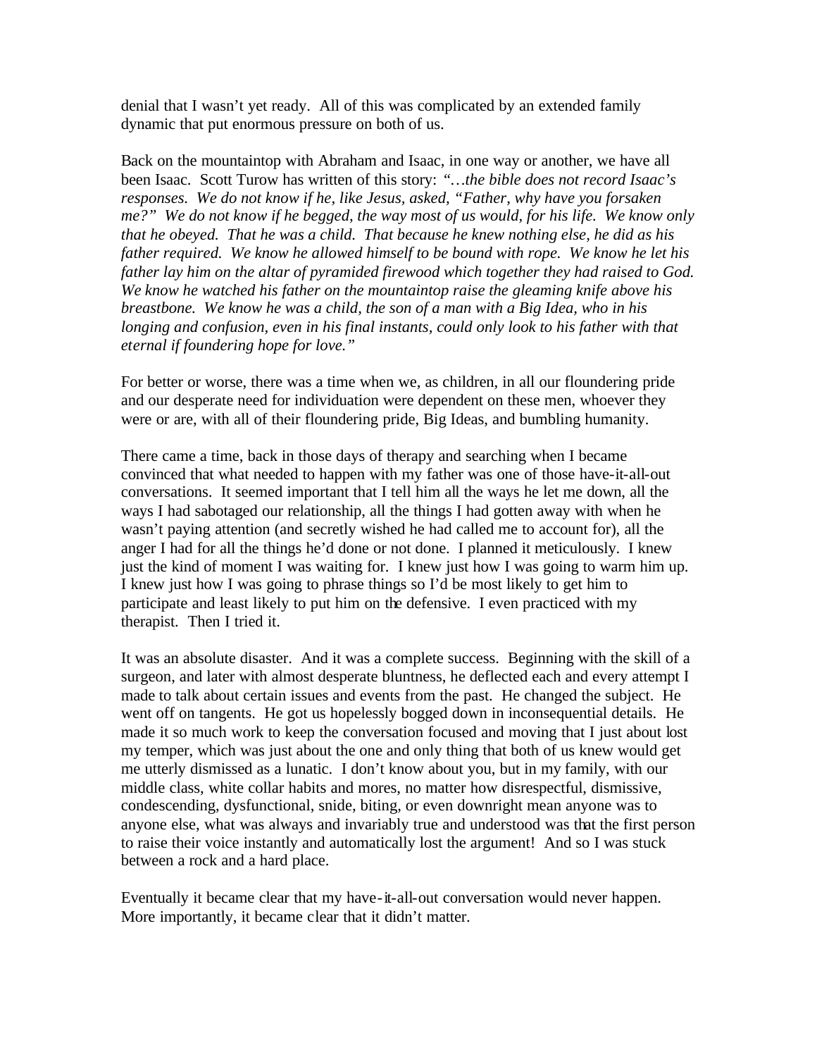denial that I wasn't yet ready. All of this was complicated by an extended family dynamic that put enormous pressure on both of us.

Back on the mountaintop with Abraham and Isaac, in one way or another, we have all been Isaac. Scott Turow has written of this story: *"…the bible does not record Isaac's responses. We do not know if he, like Jesus, asked, "Father, why have you forsaken me?" We do not know if he begged, the way most of us would, for his life. We know only that he obeyed. That he was a child. That because he knew nothing else, he did as his father required. We know he allowed himself to be bound with rope. We know he let his father lay him on the altar of pyramided firewood which together they had raised to God. We know he watched his father on the mountaintop raise the gleaming knife above his breastbone. We know he was a child, the son of a man with a Big Idea, who in his longing and confusion, even in his final instants, could only look to his father with that eternal if foundering hope for love."*

For better or worse, there was a time when we, as children, in all our floundering pride and our desperate need for individuation were dependent on these men, whoever they were or are, with all of their floundering pride, Big Ideas, and bumbling humanity.

There came a time, back in those days of therapy and searching when I became convinced that what needed to happen with my father was one of those have-it-all-out conversations. It seemed important that I tell him all the ways he let me down, all the ways I had sabotaged our relationship, all the things I had gotten away with when he wasn't paying attention (and secretly wished he had called me to account for), all the anger I had for all the things he'd done or not done. I planned it meticulously. I knew just the kind of moment I was waiting for. I knew just how I was going to warm him up. I knew just how I was going to phrase things so I'd be most likely to get him to participate and least likely to put him on the defensive. I even practiced with my therapist. Then I tried it.

It was an absolute disaster. And it was a complete success. Beginning with the skill of a surgeon, and later with almost desperate bluntness, he deflected each and every attempt I made to talk about certain issues and events from the past. He changed the subject. He went off on tangents. He got us hopelessly bogged down in inconsequential details. He made it so much work to keep the conversation focused and moving that I just about lost my temper, which was just about the one and only thing that both of us knew would get me utterly dismissed as a lunatic. I don't know about you, but in my family, with our middle class, white collar habits and mores, no matter how disrespectful, dismissive, condescending, dysfunctional, snide, biting, or even downright mean anyone was to anyone else, what was always and invariably true and understood was that the first person to raise their voice instantly and automatically lost the argument! And so I was stuck between a rock and a hard place.

Eventually it became clear that my have-it-all-out conversation would never happen. More importantly, it became clear that it didn't matter.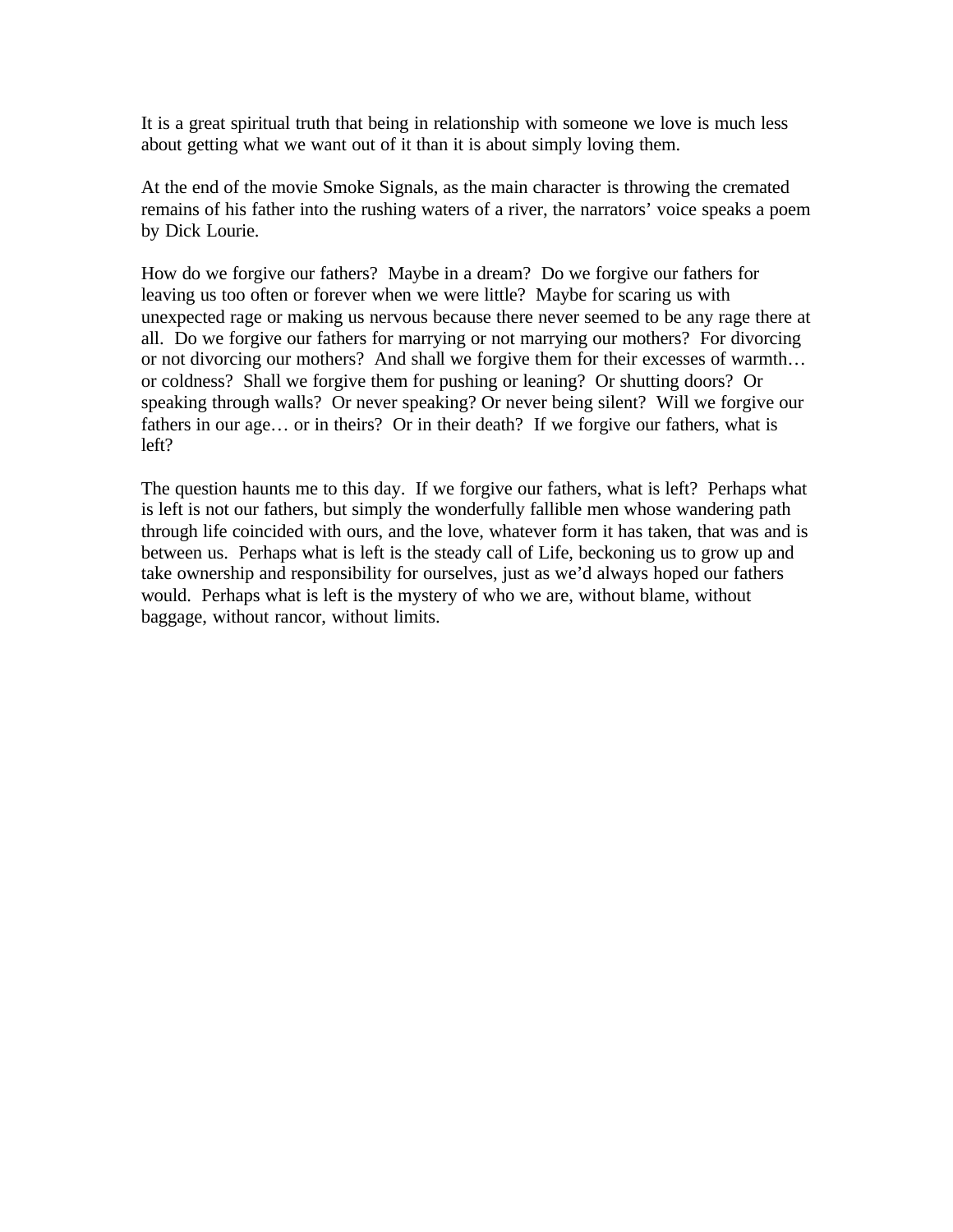It is a great spiritual truth that being in relationship with someone we love is much less about getting what we want out of it than it is about simply loving them.

At the end of the movie Smoke Signals, as the main character is throwing the cremated remains of his father into the rushing waters of a river, the narrators' voice speaks a poem by Dick Lourie.

How do we forgive our fathers? Maybe in a dream? Do we forgive our fathers for leaving us too often or forever when we were little? Maybe for scaring us with unexpected rage or making us nervous because there never seemed to be any rage there at all. Do we forgive our fathers for marrying or not marrying our mothers? For divorcing or not divorcing our mothers? And shall we forgive them for their excesses of warmth… or coldness? Shall we forgive them for pushing or leaning? Or shutting doors? Or speaking through walls? Or never speaking? Or never being silent? Will we forgive our fathers in our age… or in theirs? Or in their death? If we forgive our fathers, what is left?

The question haunts me to this day. If we forgive our fathers, what is left? Perhaps what is left is not our fathers, but simply the wonderfully fallible men whose wandering path through life coincided with ours, and the love, whatever form it has taken, that was and is between us. Perhaps what is left is the steady call of Life, beckoning us to grow up and take ownership and responsibility for ourselves, just as we'd always hoped our fathers would. Perhaps what is left is the mystery of who we are, without blame, without baggage, without rancor, without limits.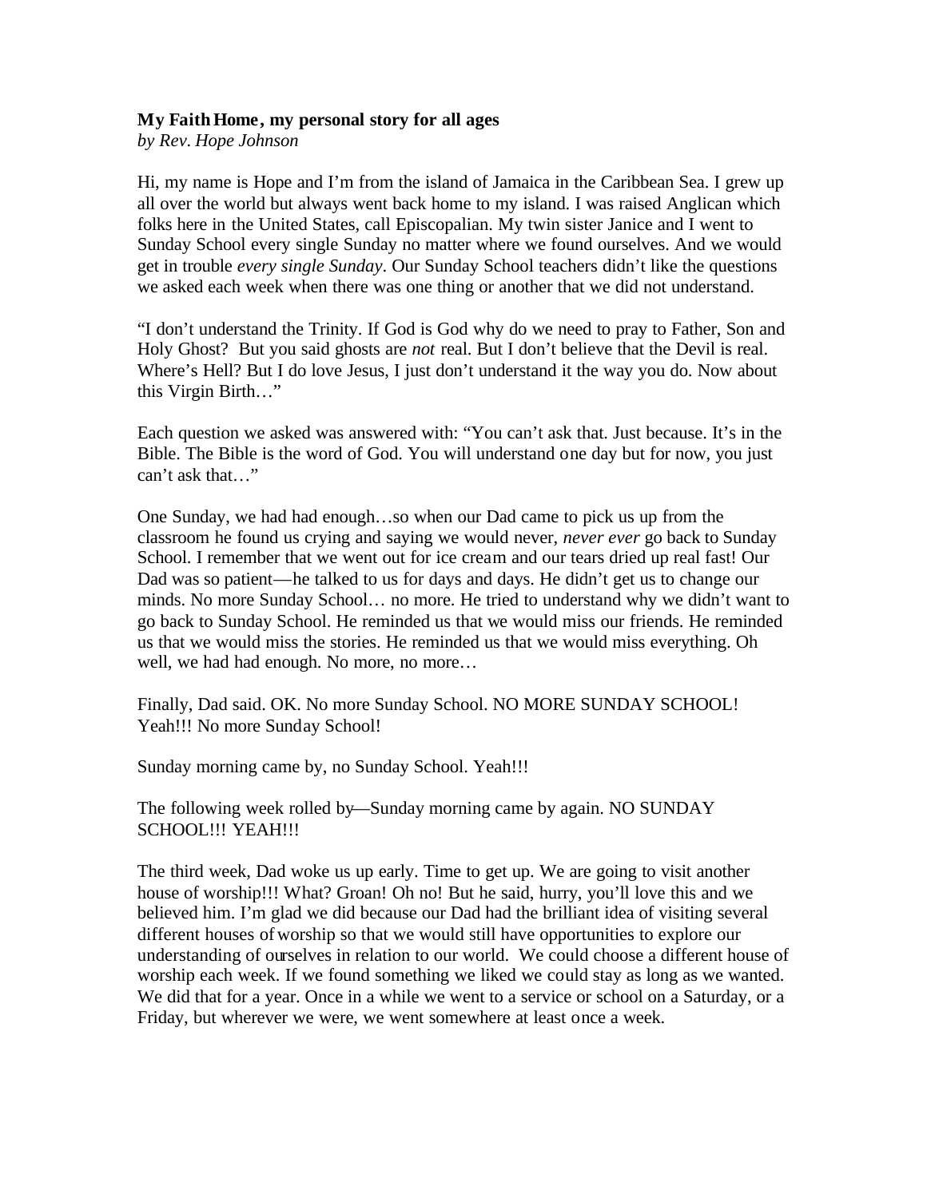**My Faith Home, my personal story for all ages**
*by Rev. Hope Johnson*

Hi, my name is Hope and I'm from the island of Jamaica in the Caribbean Sea. I grew up all over the world but always went back home to my island. I was raised Anglican which folks here in the United States, call Episcopalian. My twin sister Janice and I went to Sunday School every single Sunday no matter where we found ourselves. And we would get in trouble *every single Sunday*. Our Sunday School teachers didn't like the questions we asked each week when there was one thing or another that we did not understand.

"I don't understand the Trinity. If God is God why do we need to pray to Father, Son and Holy Ghost? But you said ghosts are *not* real. But I don't believe that the Devil is real. Where's Hell? But I do love Jesus, I just don't understand it the way you do. Now about this Virgin Birth…"

Each question we asked was answered with: "You can't ask that. Just because. It's in the Bible. The Bible is the word of God. You will understand one day but for now, you just can't ask that…"

One Sunday, we had had enough…so when our Dad came to pick us up from the classroom he found us crying and saying we would never, *never ever* go back to Sunday School. I remember that we went out for ice cream and our tears dried up real fast! Our Dad was so patient—he talked to us for days and days. He didn't get us to change our minds. No more Sunday School… no more. He tried to understand why we didn't want to go back to Sunday School. He reminded us that we would miss our friends. He reminded us that we would miss the stories. He reminded us that we would miss everything. Oh well, we had had enough. No more, no more…

Finally, Dad said. OK. No more Sunday School. NO MORE SUNDAY SCHOOL! Yeah!!! No more Sunday School!

Sunday morning came by, no Sunday School. Yeah!!!

The following week rolled by—Sunday morning came by again. NO SUNDAY SCHOOL!!! YEAH!!!

The third week, Dad woke us up early. Time to get up. We are going to visit another house of worship!!! What? Groan! Oh no! But he said, hurry, you'll love this and we believed him. I'm glad we did because our Dad had the brilliant idea of visiting several different houses of worship so that we would still have opportunities to explore our understanding of ourselves in relation to our world. We could choose a different house of worship each week. If we found something we liked we could stay as long as we wanted. We did that for a year. Once in a while we went to a service or school on a Saturday, or a Friday, but wherever we were, we went somewhere at least once a week.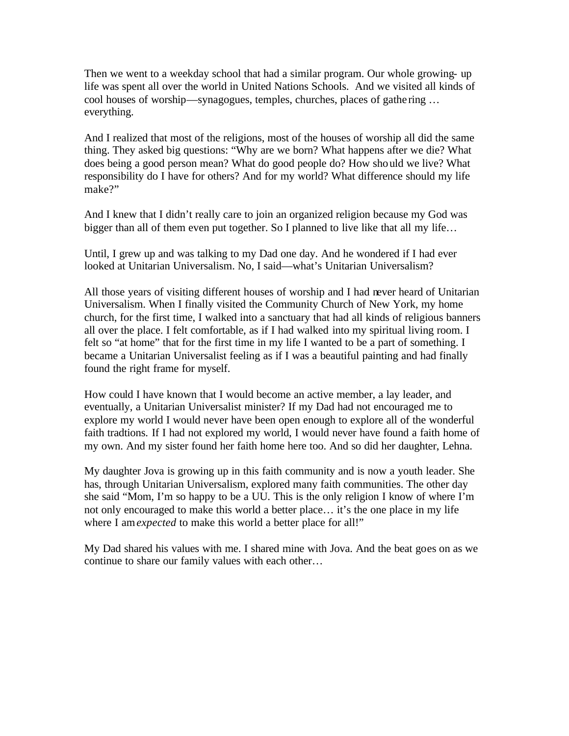Then we went to a weekday school that had a similar program. Our whole growing-up life was spent all over the world in United Nations Schools. And we visited all kinds of cool houses of worship—synagogues, temples, churches, places of gathering … everything.

And I realized that most of the religions, most of the houses of worship all did the same thing. They asked big questions: "Why are we born? What happens after we die? What does being a good person mean? What do good people do? How should we live? What responsibility do I have for others? And for my world? What difference should my life make?"

And I knew that I didn't really care to join an organized religion because my God was bigger than all of them even put together. So I planned to live like that all my life…

Until, I grew up and was talking to my Dad one day. And he wondered if I had ever looked at Unitarian Universalism. No, I said—what's Unitarian Universalism?

All those years of visiting different houses of worship and I had never heard of Unitarian Universalism. When I finally visited the Community Church of New York, my home church, for the first time, I walked into a sanctuary that had all kinds of religious banners all over the place. I felt comfortable, as if I had walked into my spiritual living room. I felt so "at home" that for the first time in my life I wanted to be a part of something. I became a Unitarian Universalist feeling as if I was a beautiful painting and had finally found the right frame for myself.

How could I have known that I would become an active member, a lay leader, and eventually, a Unitarian Universalist minister? If my Dad had not encouraged me to explore my world I would never have been open enough to explore all of the wonderful faith tradtions. If I had not explored my world, I would never have found a faith home of my own. And my sister found her faith home here too. And so did her daughter, Lehna.

My daughter Jova is growing up in this faith community and is now a youth leader. She has, through Unitarian Universalism, explored many faith communities. The other day she said "Mom, I'm so happy to be a UU. This is the only religion I know of where I'm not only encouraged to make this world a better place… it's the one place in my life where I am *expected* to make this world a better place for all!"

My Dad shared his values with me. I shared mine with Jova. And the beat goes on as we continue to share our family values with each other…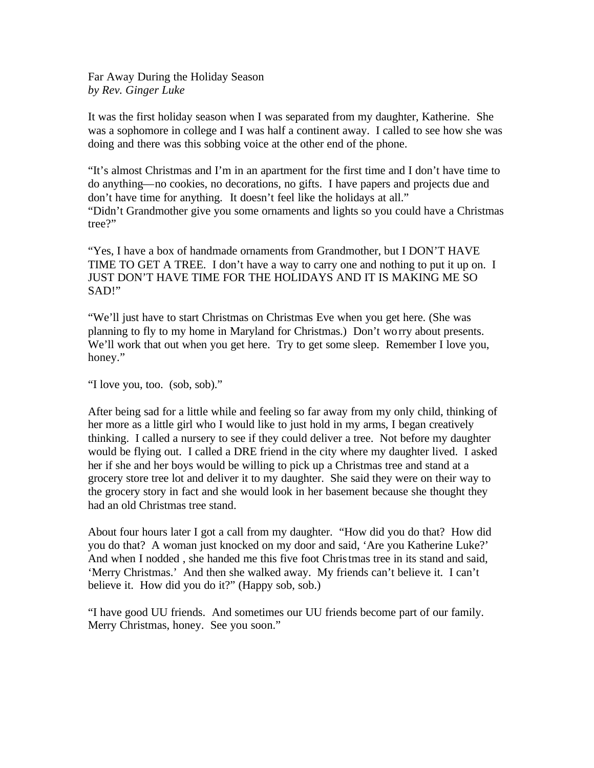# Far Away During the Holiday Season

*by Rev. Ginger Luke*

It was the first holiday season when I was separated from my daughter, Katherine. She was a sophomore in college and I was half a continent away. I called to see how she was doing and there was this sobbing voice at the other end of the phone.

"It's almost Christmas and I'm in an apartment for the first time and I don't have time to do anything—no cookies, no decorations, no gifts. I have papers and projects due and don't have time for anything. It doesn't feel like the holidays at all."
"Didn't Grandmother give you some ornaments and lights so you could have a Christmas tree?"

"Yes, I have a box of handmade ornaments from Grandmother, but I DON'T HAVE TIME TO GET A TREE. I don't have a way to carry one and nothing to put it up on. I JUST DON'T HAVE TIME FOR THE HOLIDAYS AND IT IS MAKING ME SO SAD!"

"We'll just have to start Christmas on Christmas Eve when you get here. (She was planning to fly to my home in Maryland for Christmas.) Don't worry about presents. We'll work that out when you get here. Try to get some sleep. Remember I love you, honey."

"I love you, too. (sob, sob)."

After being sad for a little while and feeling so far away from my only child, thinking of her more as a little girl who I would like to just hold in my arms, I began creatively thinking. I called a nursery to see if they could deliver a tree. Not before my daughter would be flying out. I called a DRE friend in the city where my daughter lived. I asked her if she and her boys would be willing to pick up a Christmas tree and stand at a grocery store tree lot and deliver it to my daughter. She said they were on their way to the grocery story in fact and she would look in her basement because she thought they had an old Christmas tree stand.

About four hours later I got a call from my daughter. "How did you do that? How did you do that? A woman just knocked on my door and said, 'Are you Katherine Luke?' And when I nodded , she handed me this five foot Christmas tree in its stand and said, 'Merry Christmas.' And then she walked away. My friends can't believe it. I can't believe it. How did you do it?" (Happy sob, sob.)

"I have good UU friends. And sometimes our UU friends become part of our family. Merry Christmas, honey. See you soon."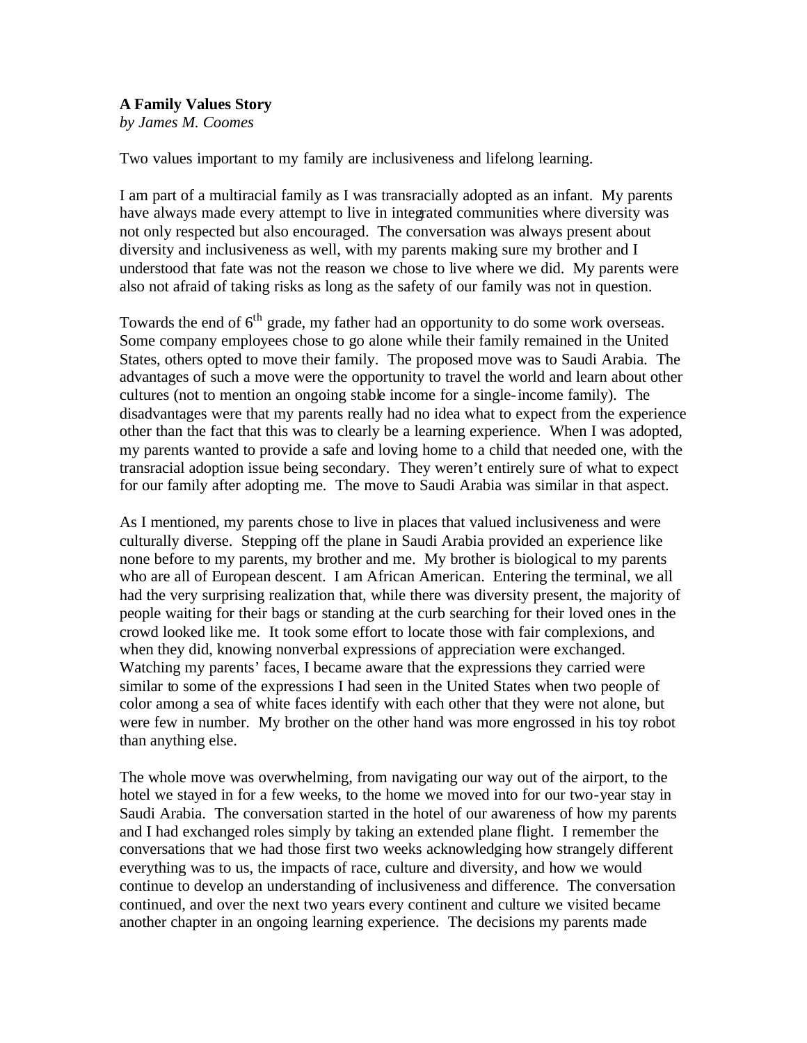**A Family Values Story**
*by James M. Coomes*

Two values important to my family are inclusiveness and lifelong learning.

I am part of a multiracial family as I was transracially adopted as an infant. My parents have always made every attempt to live in integrated communities where diversity was not only respected but also encouraged. The conversation was always present about diversity and inclusiveness as well, with my parents making sure my brother and I understood that fate was not the reason we chose to live where we did. My parents were also not afraid of taking risks as long as the safety of our family was not in question.

Towards the end of 6th grade, my father had an opportunity to do some work overseas. Some company employees chose to go alone while their family remained in the United States, others opted to move their family. The proposed move was to Saudi Arabia. The advantages of such a move were the opportunity to travel the world and learn about other cultures (not to mention an ongoing stable income for a single-income family). The disadvantages were that my parents really had no idea what to expect from the experience other than the fact that this was to clearly be a learning experience. When I was adopted, my parents wanted to provide a safe and loving home to a child that needed one, with the transracial adoption issue being secondary. They weren't entirely sure of what to expect for our family after adopting me. The move to Saudi Arabia was similar in that aspect.

As I mentioned, my parents chose to live in places that valued inclusiveness and were culturally diverse. Stepping off the plane in Saudi Arabia provided an experience like none before to my parents, my brother and me. My brother is biological to my parents who are all of European descent. I am African American. Entering the terminal, we all had the very surprising realization that, while there was diversity present, the majority of people waiting for their bags or standing at the curb searching for their loved ones in the crowd looked like me. It took some effort to locate those with fair complexions, and when they did, knowing nonverbal expressions of appreciation were exchanged. Watching my parents' faces, I became aware that the expressions they carried were similar to some of the expressions I had seen in the United States when two people of color among a sea of white faces identify with each other that they were not alone, but were few in number. My brother on the other hand was more engrossed in his toy robot than anything else.

The whole move was overwhelming, from navigating our way out of the airport, to the hotel we stayed in for a few weeks, to the home we moved into for our two-year stay in Saudi Arabia. The conversation started in the hotel of our awareness of how my parents and I had exchanged roles simply by taking an extended plane flight. I remember the conversations that we had those first two weeks acknowledging how strangely different everything was to us, the impacts of race, culture and diversity, and how we would continue to develop an understanding of inclusiveness and difference. The conversation continued, and over the next two years every continent and culture we visited became another chapter in an ongoing learning experience. The decisions my parents made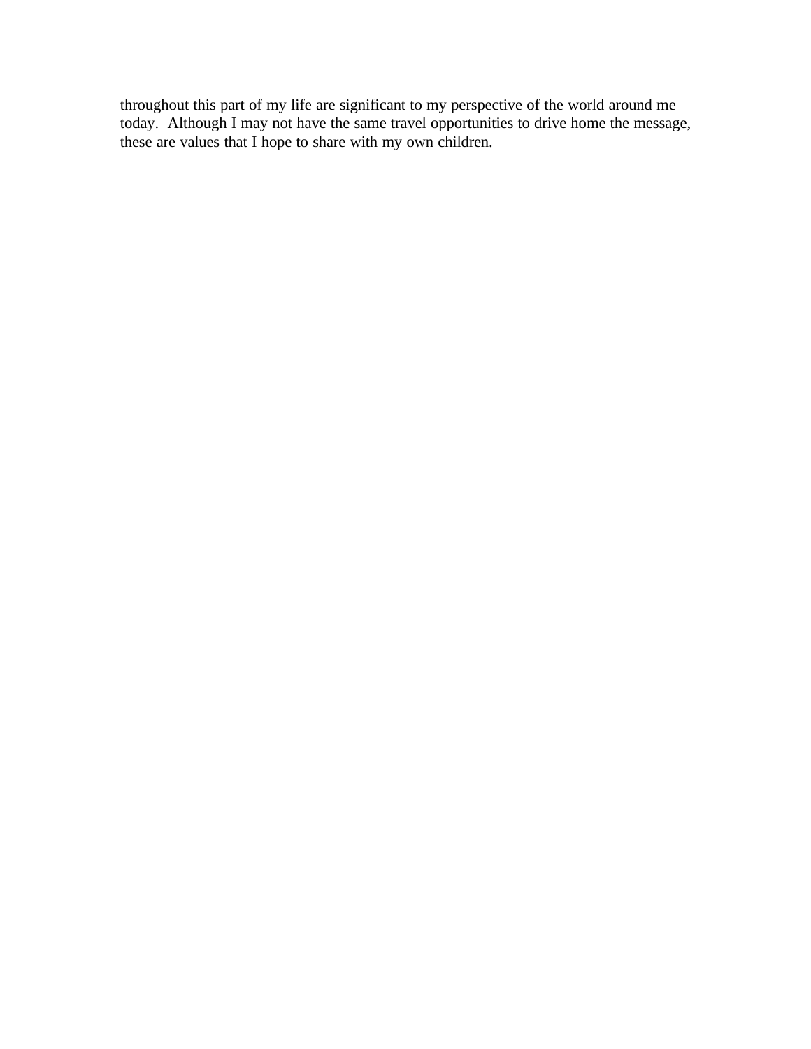throughout this part of my life are significant to my perspective of the world around me today. Although I may not have the same travel opportunities to drive home the message, these are values that I hope to share with my own children.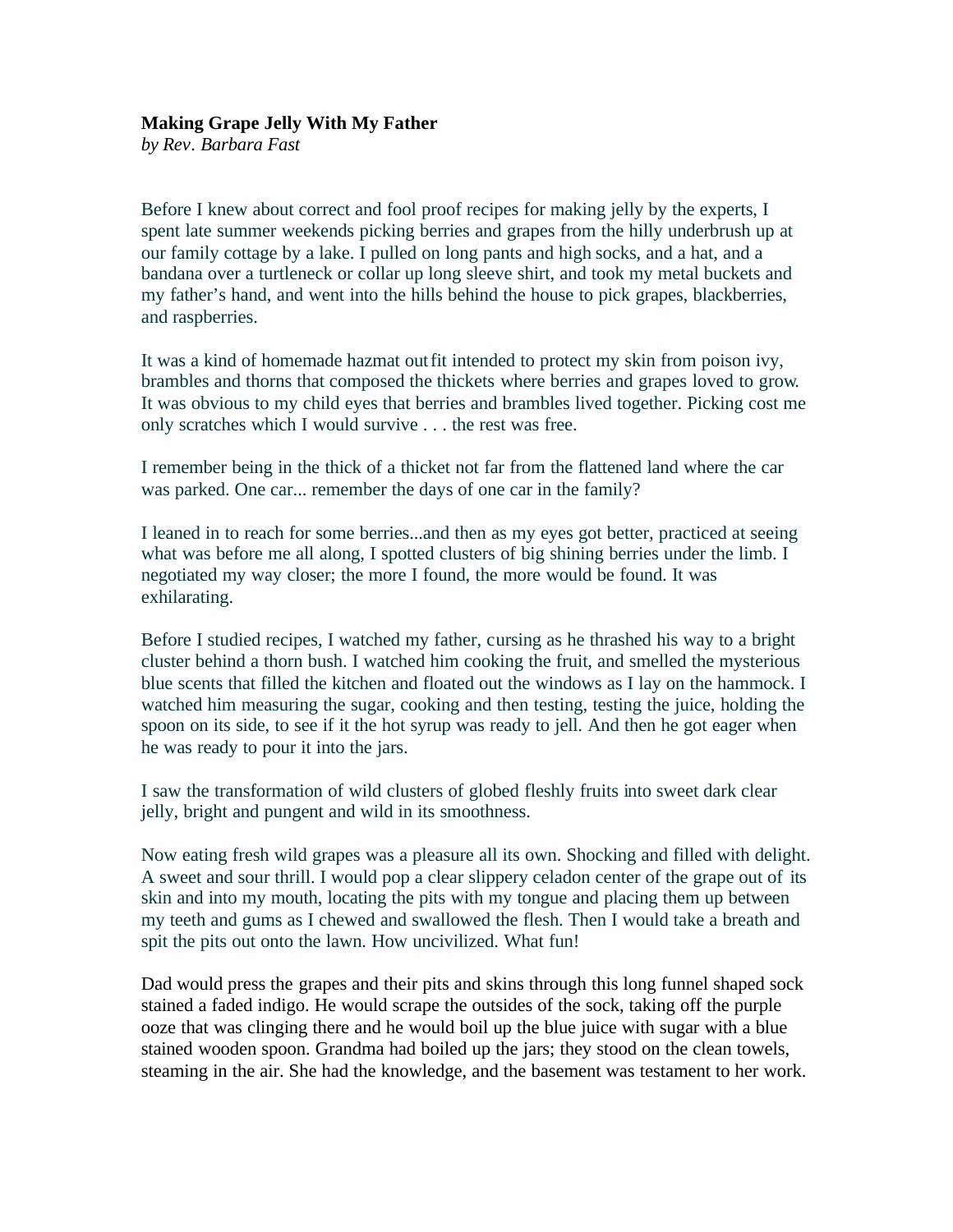**Making Grape Jelly With My Father**
*by Rev. Barbara Fast*

Before I knew about correct and fool proof recipes for making jelly by the experts, I spent late summer weekends picking berries and grapes from the hilly underbrush up at our family cottage by a lake. I pulled on long pants and high socks, and a hat, and a bandana over a turtleneck or collar up long sleeve shirt, and took my metal buckets and my father's hand, and went into the hills behind the house to pick grapes, blackberries, and raspberries.

It was a kind of homemade hazmat outfit intended to protect my skin from poison ivy, brambles and thorns that composed the thickets where berries and grapes loved to grow. It was obvious to my child eyes that berries and brambles lived together. Picking cost me only scratches which I would survive . . . the rest was free.

I remember being in the thick of a thicket not far from the flattened land where the car was parked. One car... remember the days of one car in the family?

I leaned in to reach for some berries...and then as my eyes got better, practiced at seeing what was before me all along, I spotted clusters of big shining berries under the limb. I negotiated my way closer; the more I found, the more would be found. It was exhilarating.

Before I studied recipes, I watched my father, cursing as he thrashed his way to a bright cluster behind a thorn bush. I watched him cooking the fruit, and smelled the mysterious blue scents that filled the kitchen and floated out the windows as I lay on the hammock. I watched him measuring the sugar, cooking and then testing, testing the juice, holding the spoon on its side, to see if it the hot syrup was ready to jell. And then he got eager when he was ready to pour it into the jars.

I saw the transformation of wild clusters of globed fleshly fruits into sweet dark clear jelly, bright and pungent and wild in its smoothness.

Now eating fresh wild grapes was a pleasure all its own. Shocking and filled with delight. A sweet and sour thrill. I would pop a clear slippery celadon center of the grape out of its skin and into my mouth, locating the pits with my tongue and placing them up between my teeth and gums as I chewed and swallowed the flesh. Then I would take a breath and spit the pits out onto the lawn. How uncivilized. What fun!

Dad would press the grapes and their pits and skins through this long funnel shaped sock stained a faded indigo. He would scrape the outsides of the sock, taking off the purple ooze that was clinging there and he would boil up the blue juice with sugar with a blue stained wooden spoon. Grandma had boiled up the jars; they stood on the clean towels, steaming in the air. She had the knowledge, and the basement was testament to her work.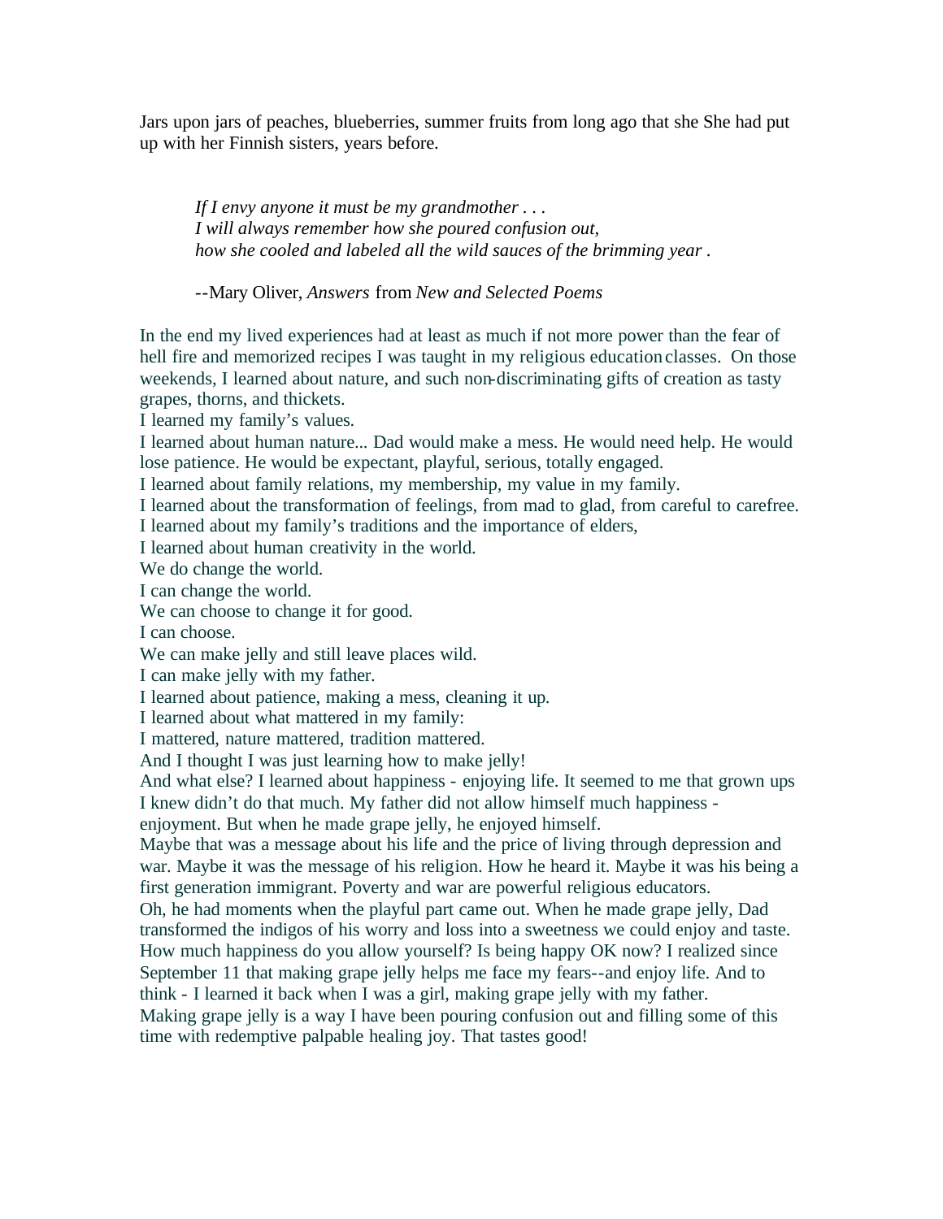Jars upon jars of peaches, blueberries, summer fruits from long ago that she She had put up with her Finnish sisters, years before.

> *If I envy anyone it must be my grandmother . . .*
> *I will always remember how she poured confusion out,*
> *how she cooled and labeled all the wild sauces of the brimming year .*
>
> --Mary Oliver, *Answers* from *New and Selected Poems*

In the end my lived experiences had at least as much if not more power than the fear of hell fire and memorized recipes I was taught in my religious education classes. On those weekends, I learned about nature, and such non-discriminating gifts of creation as tasty grapes, thorns, and thickets.

I learned my family's values.

I learned about human nature... Dad would make a mess. He would need help. He would lose patience. He would be expectant, playful, serious, totally engaged.

I learned about family relations, my membership, my value in my family.

I learned about the transformation of feelings, from mad to glad, from careful to carefree.

I learned about my family's traditions and the importance of elders,

I learned about human creativity in the world.

We do change the world.

I can change the world.

We can choose to change it for good.

I can choose.

We can make jelly and still leave places wild.

I can make jelly with my father.

I learned about patience, making a mess, cleaning it up.

I learned about what mattered in my family:

I mattered, nature mattered, tradition mattered.

And I thought I was just learning how to make jelly!

And what else? I learned about happiness - enjoying life. It seemed to me that grown ups I knew didn't do that much. My father did not allow himself much happiness - enjoyment. But when he made grape jelly, he enjoyed himself.

Maybe that was a message about his life and the price of living through depression and war. Maybe it was the message of his religion. How he heard it. Maybe it was his being a first generation immigrant. Poverty and war are powerful religious educators.

Oh, he had moments when the playful part came out. When he made grape jelly, Dad transformed the indigos of his worry and loss into a sweetness we could enjoy and taste.

How much happiness do you allow yourself? Is being happy OK now? I realized since September 11 that making grape jelly helps me face my fears--and enjoy life. And to think - I learned it back when I was a girl, making grape jelly with my father.

Making grape jelly is a way I have been pouring confusion out and filling some of this time with redemptive palpable healing joy. That tastes good!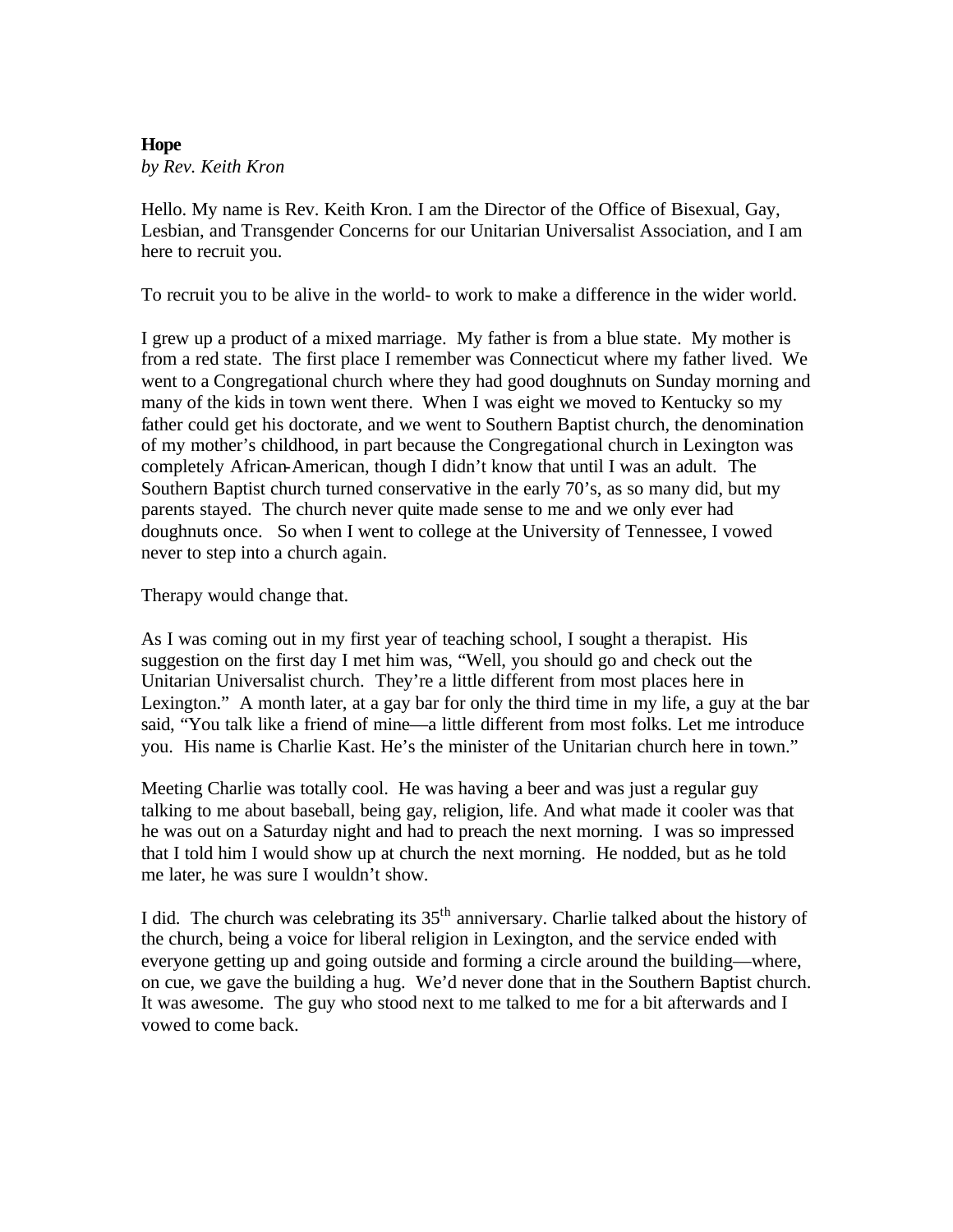**Hope**

*by Rev. Keith Kron*

Hello. My name is Rev. Keith Kron. I am the Director of the Office of Bisexual, Gay, Lesbian, and Transgender Concerns for our Unitarian Universalist Association, and I am here to recruit you.

To recruit you to be alive in the world- to work to make a difference in the wider world.

I grew up a product of a mixed marriage. My father is from a blue state. My mother is from a red state. The first place I remember was Connecticut where my father lived. We went to a Congregational church where they had good doughnuts on Sunday morning and many of the kids in town went there. When I was eight we moved to Kentucky so my father could get his doctorate, and we went to Southern Baptist church, the denomination of my mother's childhood, in part because the Congregational church in Lexington was completely African-American, though I didn't know that until I was an adult. The Southern Baptist church turned conservative in the early 70's, as so many did, but my parents stayed. The church never quite made sense to me and we only ever had doughnuts once. So when I went to college at the University of Tennessee, I vowed never to step into a church again.

Therapy would change that.

As I was coming out in my first year of teaching school, I sought a therapist. His suggestion on the first day I met him was, "Well, you should go and check out the Unitarian Universalist church. They're a little different from most places here in Lexington." A month later, at a gay bar for only the third time in my life, a guy at the bar said, "You talk like a friend of mine—a little different from most folks. Let me introduce you. His name is Charlie Kast. He's the minister of the Unitarian church here in town."

Meeting Charlie was totally cool. He was having a beer and was just a regular guy talking to me about baseball, being gay, religion, life. And what made it cooler was that he was out on a Saturday night and had to preach the next morning. I was so impressed that I told him I would show up at church the next morning. He nodded, but as he told me later, he was sure I wouldn't show.

I did. The church was celebrating its 35th anniversary. Charlie talked about the history of the church, being a voice for liberal religion in Lexington, and the service ended with everyone getting up and going outside and forming a circle around the building—where, on cue, we gave the building a hug. We'd never done that in the Southern Baptist church. It was awesome. The guy who stood next to me talked to me for a bit afterwards and I vowed to come back.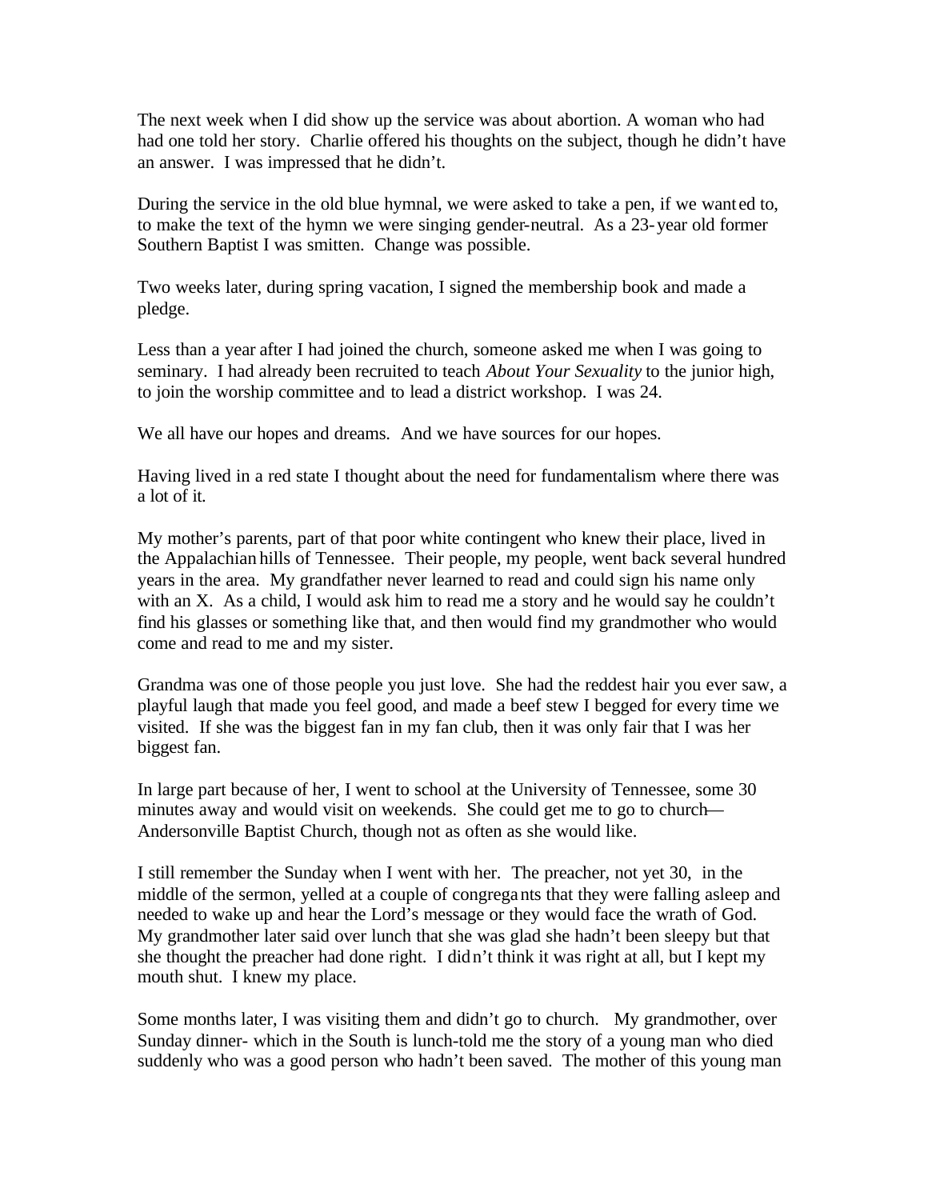The next week when I did show up the service was about abortion. A woman who had had one told her story. Charlie offered his thoughts on the subject, though he didn't have an answer. I was impressed that he didn't.

During the service in the old blue hymnal, we were asked to take a pen, if we wanted to, to make the text of the hymn we were singing gender-neutral. As a 23-year old former Southern Baptist I was smitten. Change was possible.

Two weeks later, during spring vacation, I signed the membership book and made a pledge.

Less than a year after I had joined the church, someone asked me when I was going to seminary. I had already been recruited to teach *About Your Sexuality* to the junior high, to join the worship committee and to lead a district workshop. I was 24.

We all have our hopes and dreams. And we have sources for our hopes.

Having lived in a red state I thought about the need for fundamentalism where there was a lot of it.

My mother's parents, part of that poor white contingent who knew their place, lived in the Appalachian hills of Tennessee. Their people, my people, went back several hundred years in the area. My grandfather never learned to read and could sign his name only with an X. As a child, I would ask him to read me a story and he would say he couldn't find his glasses or something like that, and then would find my grandmother who would come and read to me and my sister.

Grandma was one of those people you just love. She had the reddest hair you ever saw, a playful laugh that made you feel good, and made a beef stew I begged for every time we visited. If she was the biggest fan in my fan club, then it was only fair that I was her biggest fan.

In large part because of her, I went to school at the University of Tennessee, some 30 minutes away and would visit on weekends. She could get me to go to church—Andersonville Baptist Church, though not as often as she would like.

I still remember the Sunday when I went with her. The preacher, not yet 30, in the middle of the sermon, yelled at a couple of congregants that they were falling asleep and needed to wake up and hear the Lord's message or they would face the wrath of God. My grandmother later said over lunch that she was glad she hadn't been sleepy but that she thought the preacher had done right. I didn't think it was right at all, but I kept my mouth shut. I knew my place.

Some months later, I was visiting them and didn't go to church. My grandmother, over Sunday dinner- which in the South is lunch-told me the story of a young man who died suddenly who was a good person who hadn't been saved. The mother of this young man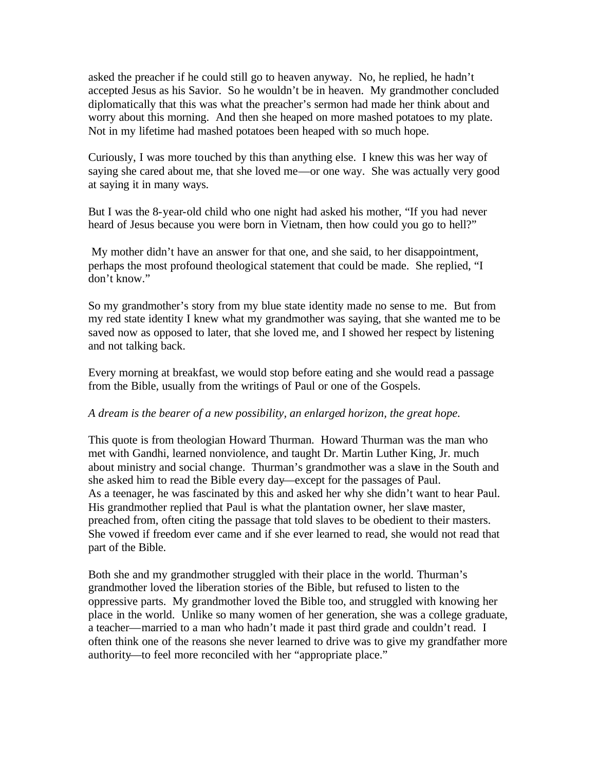asked the preacher if he could still go to heaven anyway. No, he replied, he hadn't accepted Jesus as his Savior. So he wouldn't be in heaven. My grandmother concluded diplomatically that this was what the preacher's sermon had made her think about and worry about this morning. And then she heaped on more mashed potatoes to my plate. Not in my lifetime had mashed potatoes been heaped with so much hope.

Curiously, I was more touched by this than anything else. I knew this was her way of saying she cared about me, that she loved me—or one way. She was actually very good at saying it in many ways.

But I was the 8-year-old child who one night had asked his mother, "If you had never heard of Jesus because you were born in Vietnam, then how could you go to hell?"

My mother didn't have an answer for that one, and she said, to her disappointment, perhaps the most profound theological statement that could be made. She replied, "I don't know."

So my grandmother's story from my blue state identity made no sense to me. But from my red state identity I knew what my grandmother was saying, that she wanted me to be saved now as opposed to later, that she loved me, and I showed her respect by listening and not talking back.

Every morning at breakfast, we would stop before eating and she would read a passage from the Bible, usually from the writings of Paul or one of the Gospels.

*A dream is the bearer of a new possibility, an enlarged horizon, the great hope.*

This quote is from theologian Howard Thurman. Howard Thurman was the man who met with Gandhi, learned nonviolence, and taught Dr. Martin Luther King, Jr. much about ministry and social change. Thurman's grandmother was a slave in the South and she asked him to read the Bible every day—except for the passages of Paul. As a teenager, he was fascinated by this and asked her why she didn't want to hear Paul. His grandmother replied that Paul is what the plantation owner, her slave master, preached from, often citing the passage that told slaves to be obedient to their masters. She vowed if freedom ever came and if she ever learned to read, she would not read that part of the Bible.

Both she and my grandmother struggled with their place in the world. Thurman's grandmother loved the liberation stories of the Bible, but refused to listen to the oppressive parts. My grandmother loved the Bible too, and struggled with knowing her place in the world. Unlike so many women of her generation, she was a college graduate, a teacher—married to a man who hadn't made it past third grade and couldn't read. I often think one of the reasons she never learned to drive was to give my grandfather more authority—to feel more reconciled with her "appropriate place."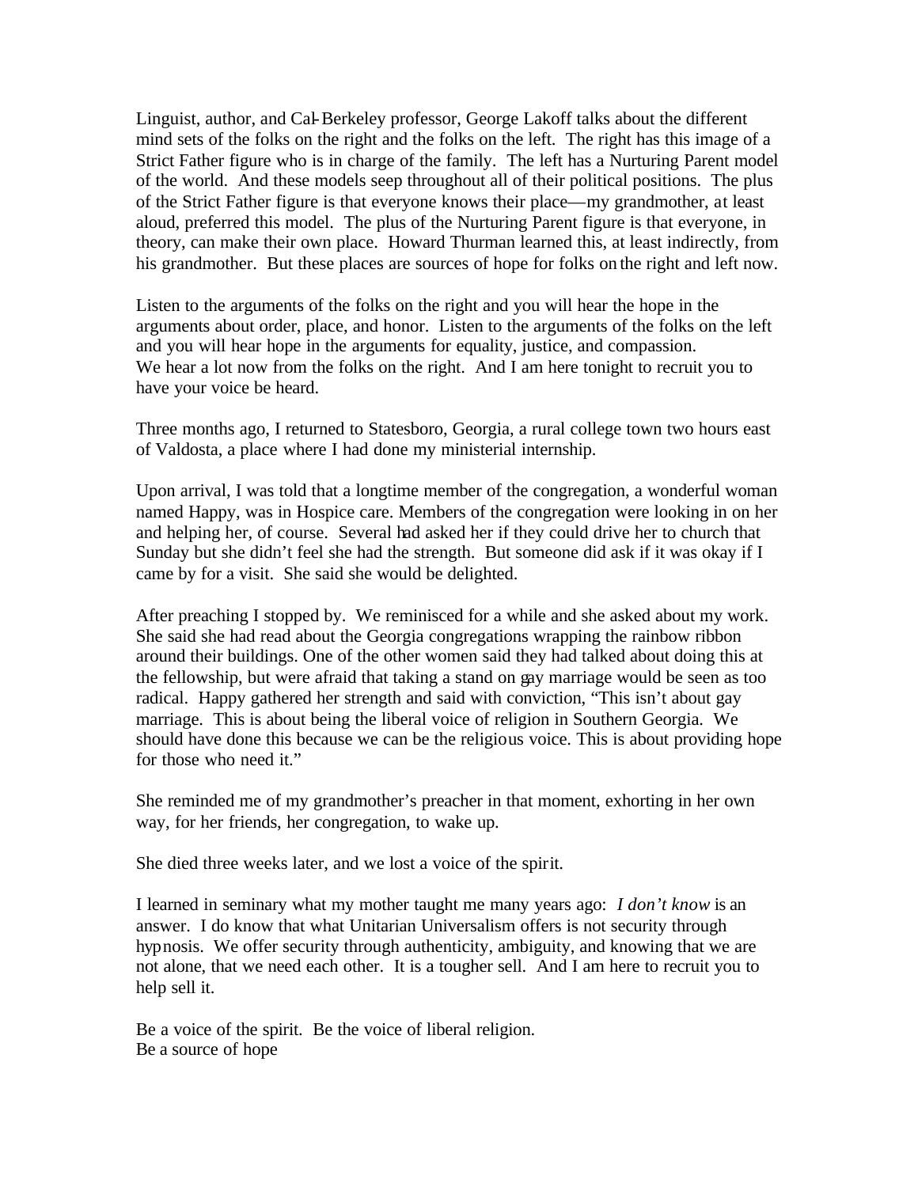Linguist, author, and Cal-Berkeley professor, George Lakoff talks about the different mind sets of the folks on the right and the folks on the left. The right has this image of a Strict Father figure who is in charge of the family. The left has a Nurturing Parent model of the world. And these models seep throughout all of their political positions. The plus of the Strict Father figure is that everyone knows their place—my grandmother, at least aloud, preferred this model. The plus of the Nurturing Parent figure is that everyone, in theory, can make their own place. Howard Thurman learned this, at least indirectly, from his grandmother. But these places are sources of hope for folks on the right and left now.

Listen to the arguments of the folks on the right and you will hear the hope in the arguments about order, place, and honor. Listen to the arguments of the folks on the left and you will hear hope in the arguments for equality, justice, and compassion.
We hear a lot now from the folks on the right. And I am here tonight to recruit you to have your voice be heard.

Three months ago, I returned to Statesboro, Georgia, a rural college town two hours east of Valdosta, a place where I had done my ministerial internship.

Upon arrival, I was told that a longtime member of the congregation, a wonderful woman named Happy, was in Hospice care. Members of the congregation were looking in on her and helping her, of course. Several had asked her if they could drive her to church that Sunday but she didn't feel she had the strength. But someone did ask if it was okay if I came by for a visit. She said she would be delighted.

After preaching I stopped by. We reminisced for a while and she asked about my work. She said she had read about the Georgia congregations wrapping the rainbow ribbon around their buildings. One of the other women said they had talked about doing this at the fellowship, but were afraid that taking a stand on gay marriage would be seen as too radical. Happy gathered her strength and said with conviction, "This isn't about gay marriage. This is about being the liberal voice of religion in Southern Georgia. We should have done this because we can be the religious voice. This is about providing hope for those who need it."

She reminded me of my grandmother's preacher in that moment, exhorting in her own way, for her friends, her congregation, to wake up.

She died three weeks later, and we lost a voice of the spirit.

I learned in seminary what my mother taught me many years ago: *I don't know* is an answer. I do know that what Unitarian Universalism offers is not security through hypnosis. We offer security through authenticity, ambiguity, and knowing that we are not alone, that we need each other. It is a tougher sell. And I am here to recruit you to help sell it.

Be a voice of the spirit. Be the voice of liberal religion.
Be a source of hope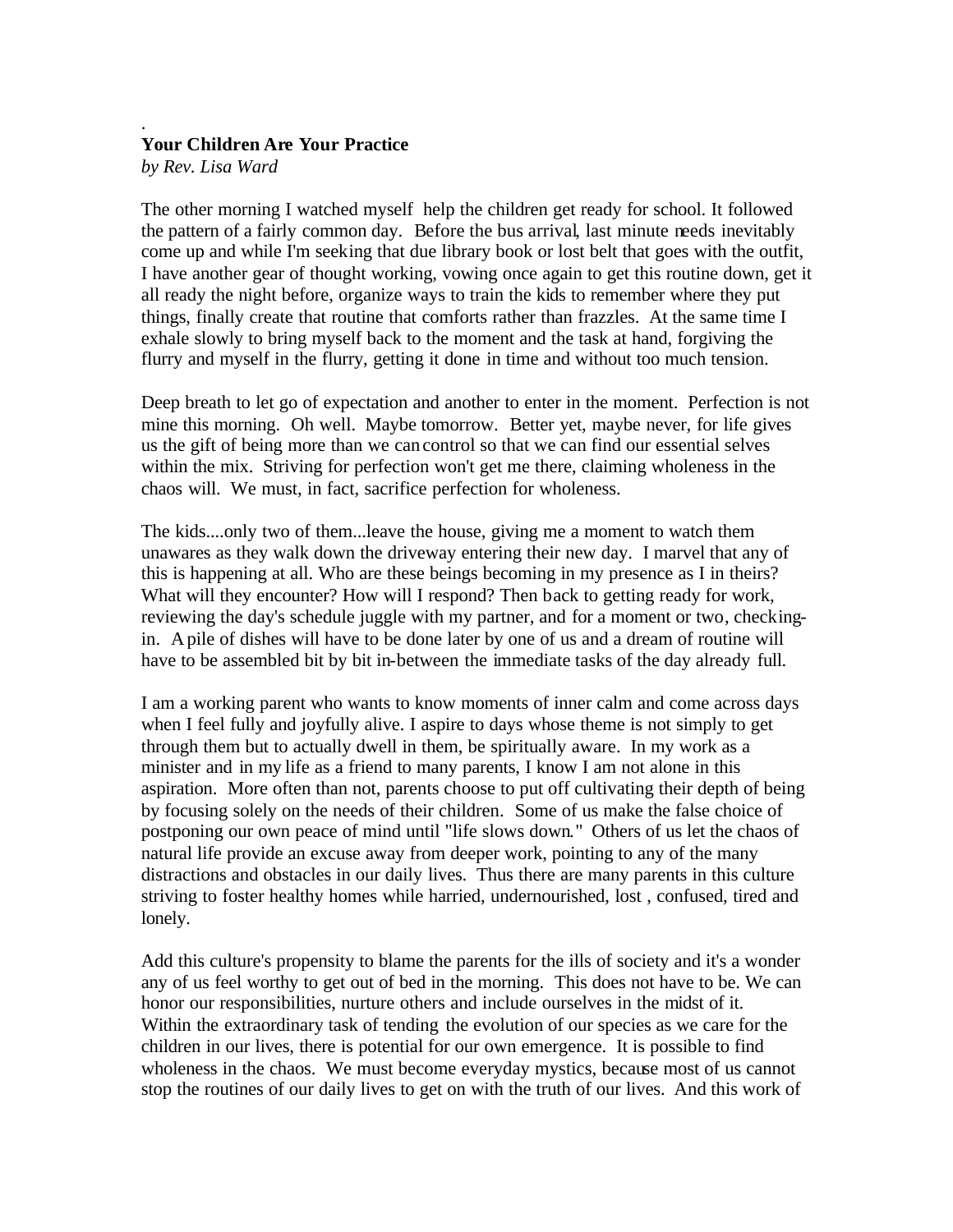.

**Your Children Are Your Practice**

*by Rev. Lisa Ward*

The other morning I watched myself help the children get ready for school. It followed the pattern of a fairly common day. Before the bus arrival, last minute needs inevitably come up and while I'm seeking that due library book or lost belt that goes with the outfit, I have another gear of thought working, vowing once again to get this routine down, get it all ready the night before, organize ways to train the kids to remember where they put things, finally create that routine that comforts rather than frazzles. At the same time I exhale slowly to bring myself back to the moment and the task at hand, forgiving the flurry and myself in the flurry, getting it done in time and without too much tension.

Deep breath to let go of expectation and another to enter in the moment. Perfection is not mine this morning. Oh well. Maybe tomorrow. Better yet, maybe never, for life gives us the gift of being more than we can control so that we can find our essential selves within the mix. Striving for perfection won't get me there, claiming wholeness in the chaos will. We must, in fact, sacrifice perfection for wholeness.

The kids....only two of them...leave the house, giving me a moment to watch them unawares as they walk down the driveway entering their new day. I marvel that any of this is happening at all. Who are these beings becoming in my presence as I in theirs? What will they encounter? How will I respond? Then back to getting ready for work, reviewing the day's schedule juggle with my partner, and for a moment or two, checking-in. A pile of dishes will have to be done later by one of us and a dream of routine will have to be assembled bit by bit in-between the immediate tasks of the day already full.

I am a working parent who wants to know moments of inner calm and come across days when I feel fully and joyfully alive. I aspire to days whose theme is not simply to get through them but to actually dwell in them, be spiritually aware. In my work as a minister and in my life as a friend to many parents, I know I am not alone in this aspiration. More often than not, parents choose to put off cultivating their depth of being by focusing solely on the needs of their children. Some of us make the false choice of postponing our own peace of mind until "life slows down." Others of us let the chaos of natural life provide an excuse away from deeper work, pointing to any of the many distractions and obstacles in our daily lives. Thus there are many parents in this culture striving to foster healthy homes while harried, undernourished, lost , confused, tired and lonely.

Add this culture's propensity to blame the parents for the ills of society and it's a wonder any of us feel worthy to get out of bed in the morning. This does not have to be. We can honor our responsibilities, nurture others and include ourselves in the midst of it. Within the extraordinary task of tending the evolution of our species as we care for the children in our lives, there is potential for our own emergence. It is possible to find wholeness in the chaos. We must become everyday mystics, because most of us cannot stop the routines of our daily lives to get on with the truth of our lives. And this work of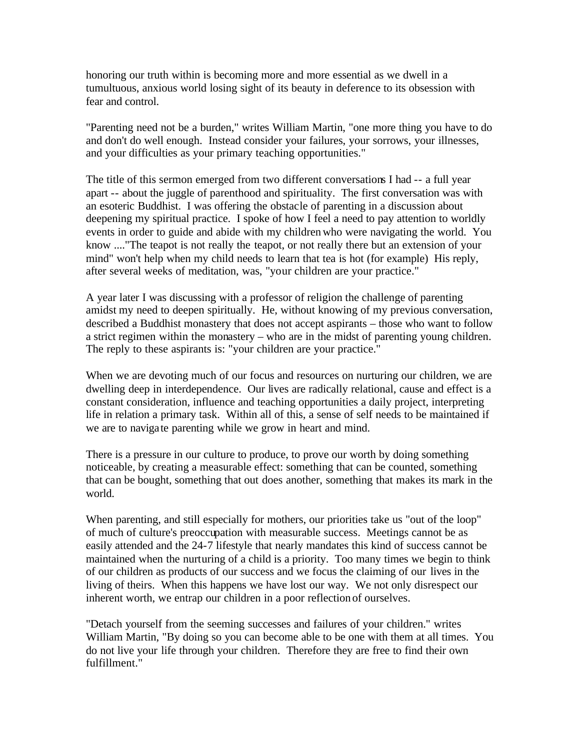honoring our truth within is becoming more and more essential as we dwell in a tumultuous, anxious world losing sight of its beauty in deference to its obsession with fear and control.

"Parenting need not be a burden," writes William Martin, "one more thing you have to do and don't do well enough. Instead consider your failures, your sorrows, your illnesses, and your difficulties as your primary teaching opportunities."

The title of this sermon emerged from two different conversations I had -- a full year apart -- about the juggle of parenthood and spirituality. The first conversation was with an esoteric Buddhist. I was offering the obstacle of parenting in a discussion about deepening my spiritual practice. I spoke of how I feel a need to pay attention to worldly events in order to guide and abide with my children who were navigating the world. You know ...."The teapot is not really the teapot, or not really there but an extension of your mind" won't help when my child needs to learn that tea is hot (for example) His reply, after several weeks of meditation, was, "your children are your practice."

A year later I was discussing with a professor of religion the challenge of parenting amidst my need to deepen spiritually. He, without knowing of my previous conversation, described a Buddhist monastery that does not accept aspirants – those who want to follow a strict regimen within the monastery – who are in the midst of parenting young children. The reply to these aspirants is: "your children are your practice."

When we are devoting much of our focus and resources on nurturing our children, we are dwelling deep in interdependence. Our lives are radically relational, cause and effect is a constant consideration, influence and teaching opportunities a daily project, interpreting life in relation a primary task. Within all of this, a sense of self needs to be maintained if we are to navigate parenting while we grow in heart and mind.

There is a pressure in our culture to produce, to prove our worth by doing something noticeable, by creating a measurable effect: something that can be counted, something that can be bought, something that out does another, something that makes its mark in the world.

When parenting, and still especially for mothers, our priorities take us "out of the loop" of much of culture's preoccupation with measurable success. Meetings cannot be as easily attended and the 24-7 lifestyle that nearly mandates this kind of success cannot be maintained when the nurturing of a child is a priority. Too many times we begin to think of our children as products of our success and we focus the claiming of our lives in the living of theirs. When this happens we have lost our way. We not only disrespect our inherent worth, we entrap our children in a poor reflection of ourselves.

"Detach yourself from the seeming successes and failures of your children." writes William Martin, "By doing so you can become able to be one with them at all times. You do not live your life through your children. Therefore they are free to find their own fulfillment."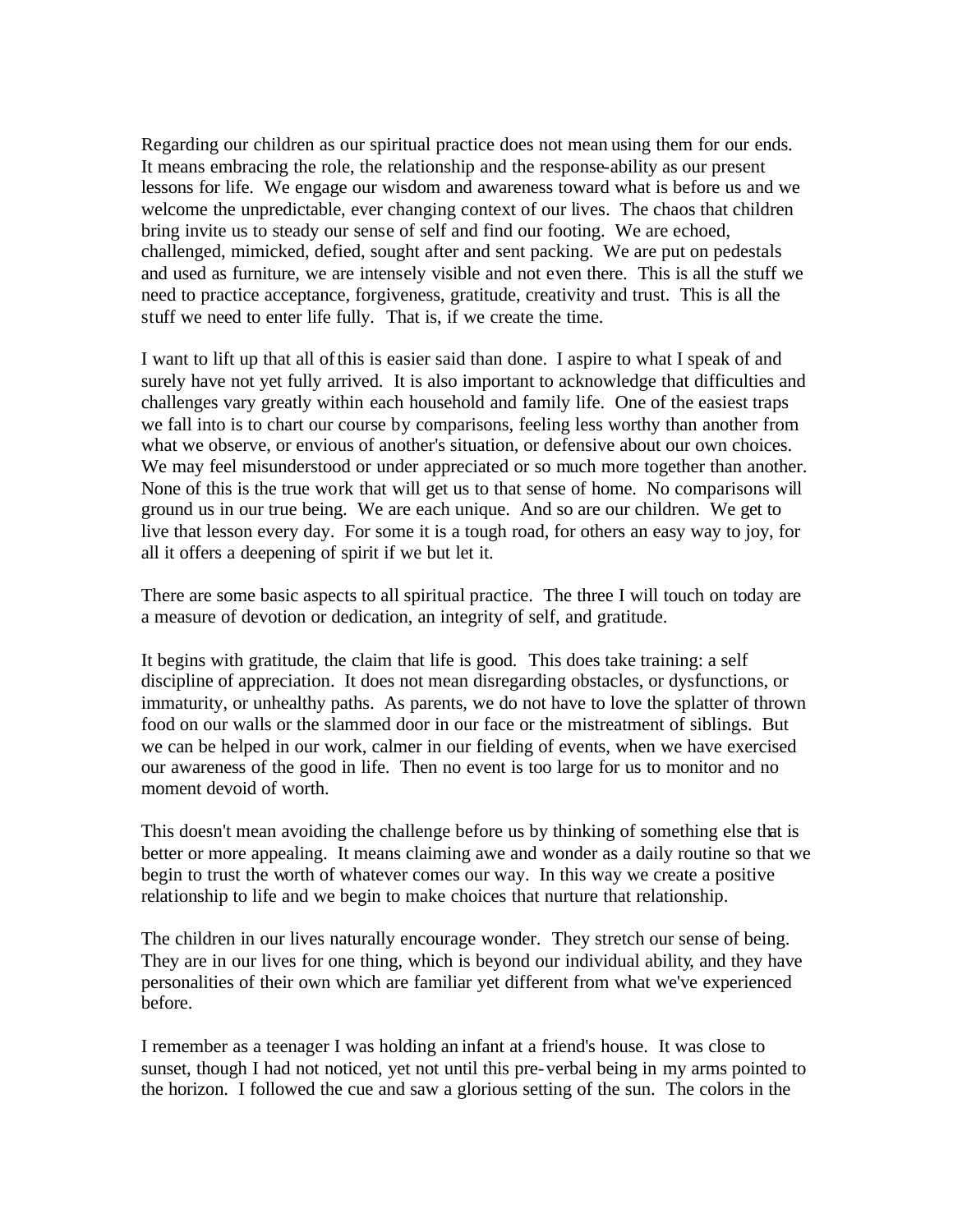Regarding our children as our spiritual practice does not mean using them for our ends. It means embracing the role, the relationship and the response-ability as our present lessons for life. We engage our wisdom and awareness toward what is before us and we welcome the unpredictable, ever changing context of our lives. The chaos that children bring invite us to steady our sense of self and find our footing. We are echoed, challenged, mimicked, defied, sought after and sent packing. We are put on pedestals and used as furniture, we are intensely visible and not even there. This is all the stuff we need to practice acceptance, forgiveness, gratitude, creativity and trust. This is all the stuff we need to enter life fully. That is, if we create the time.

I want to lift up that all of this is easier said than done. I aspire to what I speak of and surely have not yet fully arrived. It is also important to acknowledge that difficulties and challenges vary greatly within each household and family life. One of the easiest traps we fall into is to chart our course by comparisons, feeling less worthy than another from what we observe, or envious of another's situation, or defensive about our own choices. We may feel misunderstood or under appreciated or so much more together than another. None of this is the true work that will get us to that sense of home. No comparisons will ground us in our true being. We are each unique. And so are our children. We get to live that lesson every day. For some it is a tough road, for others an easy way to joy, for all it offers a deepening of spirit if we but let it.

There are some basic aspects to all spiritual practice. The three I will touch on today are a measure of devotion or dedication, an integrity of self, and gratitude.

It begins with gratitude, the claim that life is good. This does take training: a self discipline of appreciation. It does not mean disregarding obstacles, or dysfunctions, or immaturity, or unhealthy paths. As parents, we do not have to love the splatter of thrown food on our walls or the slammed door in our face or the mistreatment of siblings. But we can be helped in our work, calmer in our fielding of events, when we have exercised our awareness of the good in life. Then no event is too large for us to monitor and no moment devoid of worth.

This doesn't mean avoiding the challenge before us by thinking of something else that is better or more appealing. It means claiming awe and wonder as a daily routine so that we begin to trust the worth of whatever comes our way. In this way we create a positive relationship to life and we begin to make choices that nurture that relationship.

The children in our lives naturally encourage wonder. They stretch our sense of being. They are in our lives for one thing, which is beyond our individual ability, and they have personalities of their own which are familiar yet different from what we've experienced before.

I remember as a teenager I was holding an infant at a friend's house. It was close to sunset, though I had not noticed, yet not until this pre-verbal being in my arms pointed to the horizon. I followed the cue and saw a glorious setting of the sun. The colors in the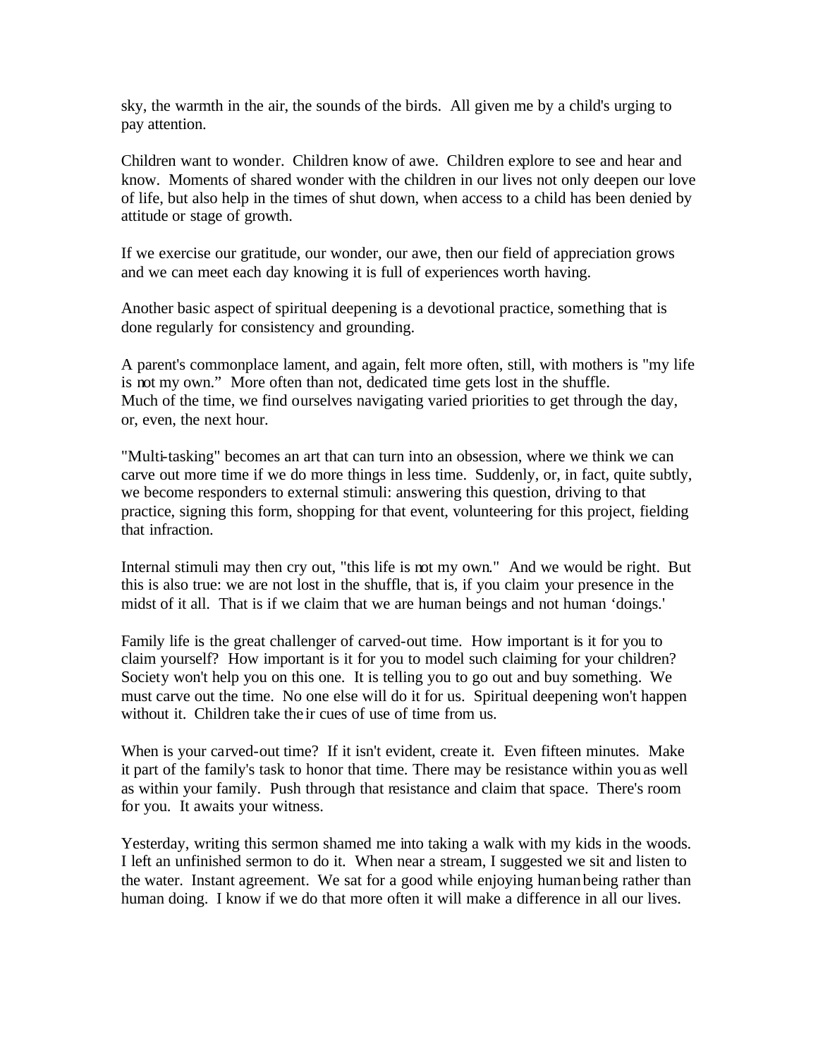sky, the warmth in the air, the sounds of the birds. All given me by a child's urging to pay attention.

Children want to wonder. Children know of awe. Children explore to see and hear and know. Moments of shared wonder with the children in our lives not only deepen our love of life, but also help in the times of shut down, when access to a child has been denied by attitude or stage of growth.

If we exercise our gratitude, our wonder, our awe, then our field of appreciation grows and we can meet each day knowing it is full of experiences worth having.

Another basic aspect of spiritual deepening is a devotional practice, something that is done regularly for consistency and grounding.

A parent's commonplace lament, and again, felt more often, still, with mothers is "my life is not my own." More often than not, dedicated time gets lost in the shuffle. Much of the time, we find ourselves navigating varied priorities to get through the day, or, even, the next hour.

"Multi-tasking" becomes an art that can turn into an obsession, where we think we can carve out more time if we do more things in less time. Suddenly, or, in fact, quite subtly, we become responders to external stimuli: answering this question, driving to that practice, signing this form, shopping for that event, volunteering for this project, fielding that infraction.

Internal stimuli may then cry out, "this life is not my own." And we would be right. But this is also true: we are not lost in the shuffle, that is, if you claim your presence in the midst of it all. That is if we claim that we are human beings and not human 'doings.'

Family life is the great challenger of carved-out time. How important is it for you to claim yourself? How important is it for you to model such claiming for your children? Society won't help you on this one. It is telling you to go out and buy something. We must carve out the time. No one else will do it for us. Spiritual deepening won't happen without it. Children take their cues of use of time from us.

When is your carved-out time? If it isn't evident, create it. Even fifteen minutes. Make it part of the family's task to honor that time. There may be resistance within you as well as within your family. Push through that resistance and claim that space. There's room for you. It awaits your witness.

Yesterday, writing this sermon shamed me into taking a walk with my kids in the woods. I left an unfinished sermon to do it. When near a stream, I suggested we sit and listen to the water. Instant agreement. We sat for a good while enjoying human being rather than human doing. I know if we do that more often it will make a difference in all our lives.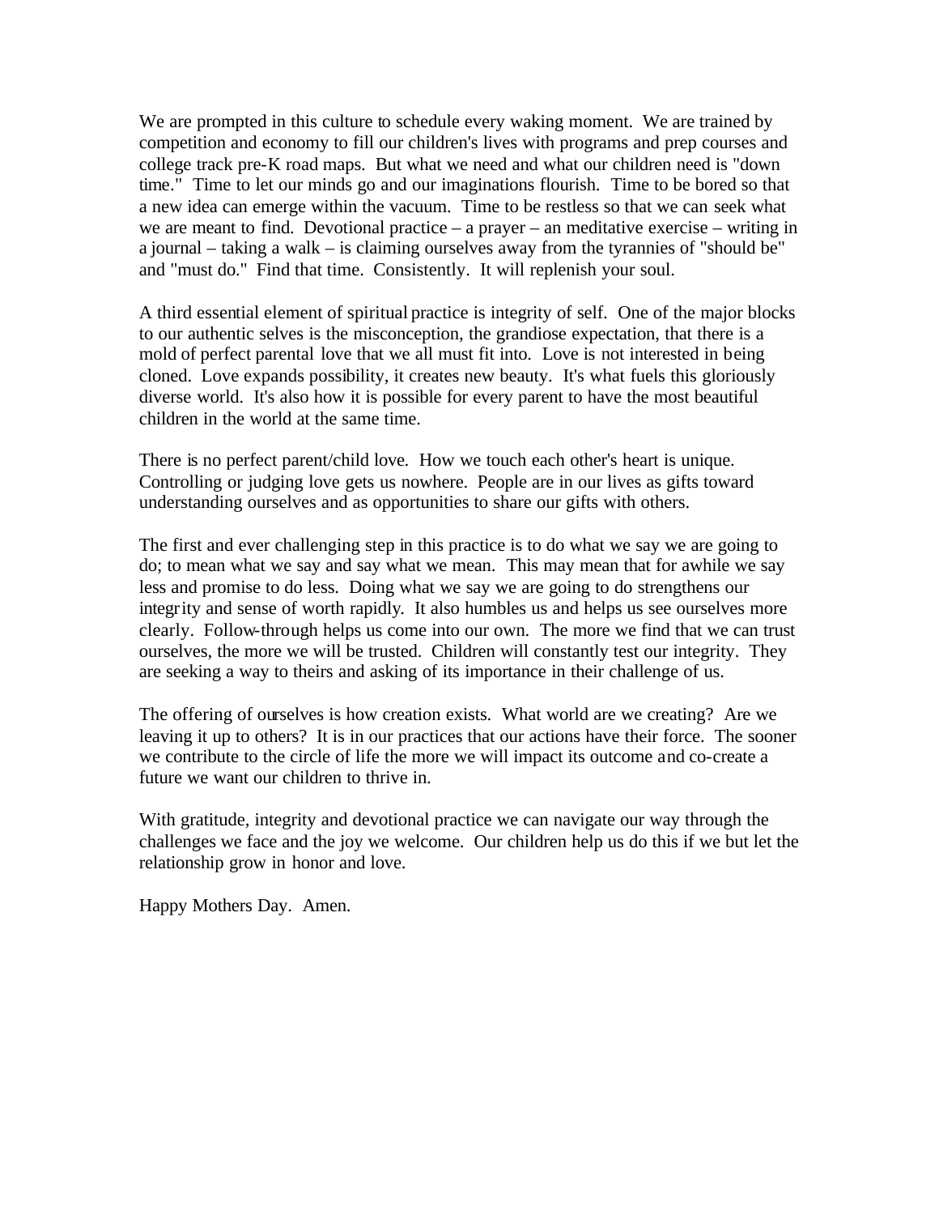We are prompted in this culture to schedule every waking moment. We are trained by competition and economy to fill our children's lives with programs and prep courses and college track pre-K road maps. But what we need and what our children need is "down time." Time to let our minds go and our imaginations flourish. Time to be bored so that a new idea can emerge within the vacuum. Time to be restless so that we can seek what we are meant to find. Devotional practice – a prayer – an meditative exercise – writing in a journal – taking a walk – is claiming ourselves away from the tyrannies of "should be" and "must do." Find that time. Consistently. It will replenish your soul.

A third essential element of spiritual practice is integrity of self. One of the major blocks to our authentic selves is the misconception, the grandiose expectation, that there is a mold of perfect parental love that we all must fit into. Love is not interested in being cloned. Love expands possibility, it creates new beauty. It's what fuels this gloriously diverse world. It's also how it is possible for every parent to have the most beautiful children in the world at the same time.

There is no perfect parent/child love. How we touch each other's heart is unique. Controlling or judging love gets us nowhere. People are in our lives as gifts toward understanding ourselves and as opportunities to share our gifts with others.

The first and ever challenging step in this practice is to do what we say we are going to do; to mean what we say and say what we mean. This may mean that for awhile we say less and promise to do less. Doing what we say we are going to do strengthens our integrity and sense of worth rapidly. It also humbles us and helps us see ourselves more clearly. Follow-through helps us come into our own. The more we find that we can trust ourselves, the more we will be trusted. Children will constantly test our integrity. They are seeking a way to theirs and asking of its importance in their challenge of us.

The offering of ourselves is how creation exists. What world are we creating? Are we leaving it up to others? It is in our practices that our actions have their force. The sooner we contribute to the circle of life the more we will impact its outcome and co-create a future we want our children to thrive in.

With gratitude, integrity and devotional practice we can navigate our way through the challenges we face and the joy we welcome. Our children help us do this if we but let the relationship grow in honor and love.

Happy Mothers Day. Amen.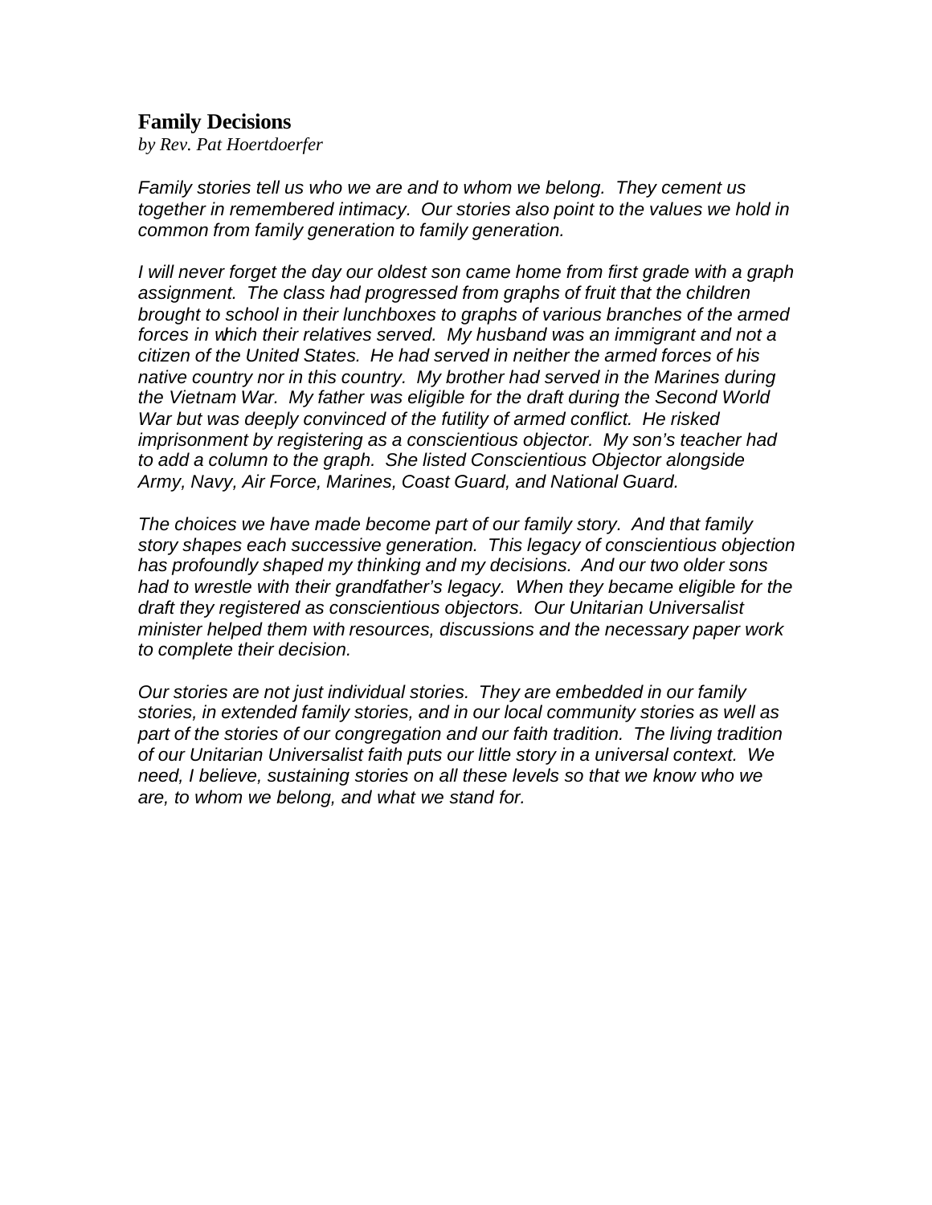## Family Decisions

*by Rev. Pat Hoertdoerfer*

*Family stories tell us who we are and to whom we belong. They cement us together in remembered intimacy. Our stories also point to the values we hold in common from family generation to family generation.*

*I will never forget the day our oldest son came home from first grade with a graph assignment. The class had progressed from graphs of fruit that the children brought to school in their lunchboxes to graphs of various branches of the armed forces in which their relatives served. My husband was an immigrant and not a citizen of the United States. He had served in neither the armed forces of his native country nor in this country. My brother had served in the Marines during the Vietnam War. My father was eligible for the draft during the Second World War but was deeply convinced of the futility of armed conflict. He risked imprisonment by registering as a conscientious objector. My son's teacher had to add a column to the graph. She listed Conscientious Objector alongside Army, Navy, Air Force, Marines, Coast Guard, and National Guard.*

*The choices we have made become part of our family story. And that family story shapes each successive generation. This legacy of conscientious objection has profoundly shaped my thinking and my decisions. And our two older sons had to wrestle with their grandfather's legacy. When they became eligible for the draft they registered as conscientious objectors. Our Unitarian Universalist minister helped them with resources, discussions and the necessary paper work to complete their decision.*

*Our stories are not just individual stories. They are embedded in our family stories, in extended family stories, and in our local community stories as well as part of the stories of our congregation and our faith tradition. The living tradition of our Unitarian Universalist faith puts our little story in a universal context. We need, I believe, sustaining stories on all these levels so that we know who we are, to whom we belong, and what we stand for.*